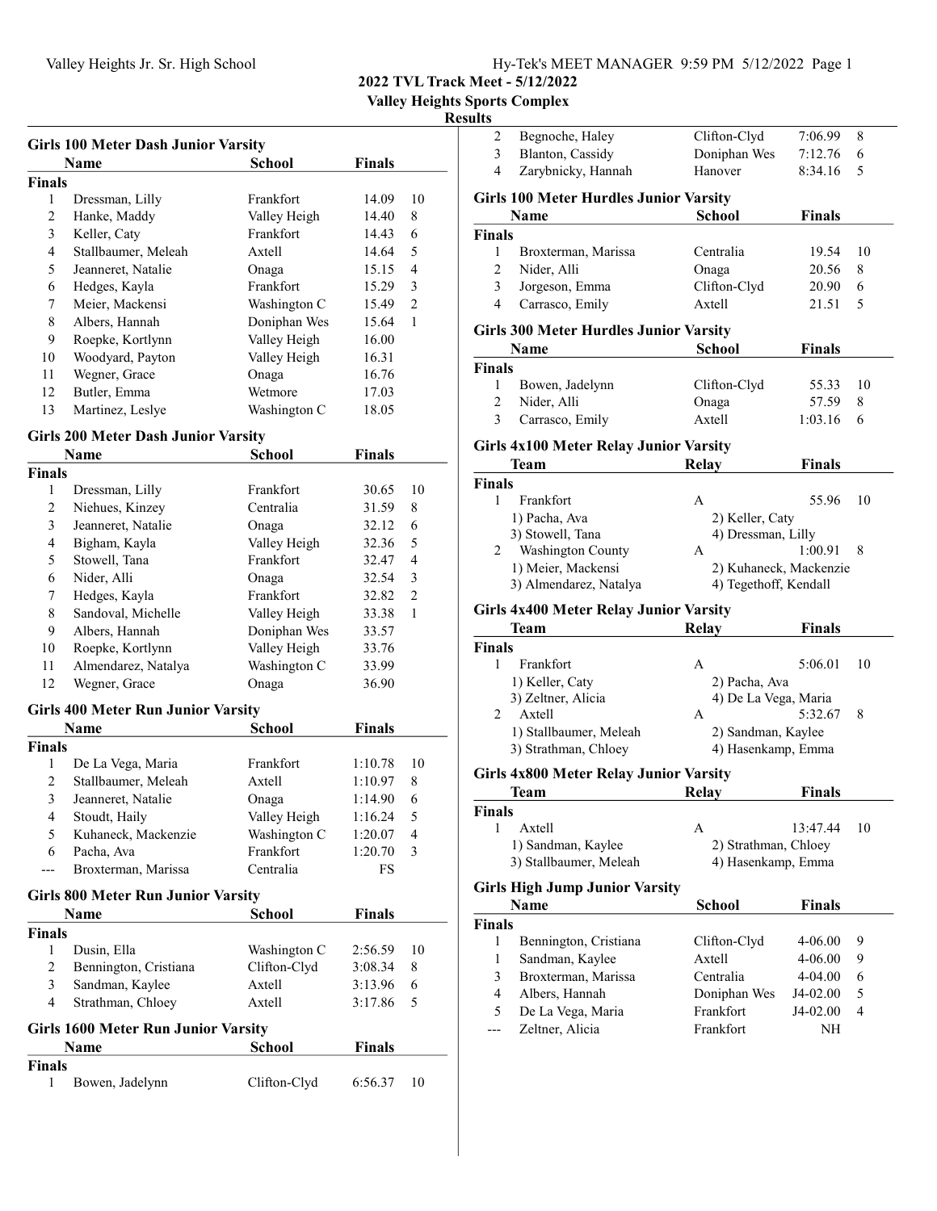**2022 TVL Track Meet - 5/12/2022**

**Valley Heights Sports Complex**

**Results**

### Girls 100 Meter Dash Junior Varsity

| | Name | School | Finals | |
|---|---|---|---|---|
| **Finals** | | | | |
| 1 | Dressman, Lilly | Frankfort | 14.09 | 10 |
| 2 | Hanke, Maddy | Valley Heigh | 14.40 | 8 |
| 3 | Keller, Caty | Frankfort | 14.43 | 6 |
| 4 | Stallbaumer, Meleah | Axtell | 14.64 | 5 |
| 5 | Jeanneret, Natalie | Onaga | 15.15 | 4 |
| 6 | Hedges, Kayla | Frankfort | 15.29 | 3 |
| 7 | Meier, Mackensi | Washington C | 15.49 | 2 |
| 8 | Albers, Hannah | Doniphan Wes | 15.64 | 1 |
| 9 | Roepke, Kortlynn | Valley Heigh | 16.00 | |
| 10 | Woodyard, Payton | Valley Heigh | 16.31 | |
| 11 | Wegner, Grace | Onaga | 16.76 | |
| 12 | Butler, Emma | Wetmore | 17.03 | |
| 13 | Martinez, Leslye | Washington C | 18.05 | |

### Girls 200 Meter Dash Junior Varsity

| | Name | School | Finals | |
|---|---|---|---|---|
| **Finals** | | | | |
| 1 | Dressman, Lilly | Frankfort | 30.65 | 10 |
| 2 | Niehues, Kinzey | Centralia | 31.59 | 8 |
| 3 | Jeanneret, Natalie | Onaga | 32.12 | 6 |
| 4 | Bigham, Kayla | Valley Heigh | 32.36 | 5 |
| 5 | Stowell, Tana | Frankfort | 32.47 | 4 |
| 6 | Nider, Alli | Onaga | 32.54 | 3 |
| 7 | Hedges, Kayla | Frankfort | 32.82 | 2 |
| 8 | Sandoval, Michelle | Valley Heigh | 33.38 | 1 |
| 9 | Albers, Hannah | Doniphan Wes | 33.57 | |
| 10 | Roepke, Kortlynn | Valley Heigh | 33.76 | |
| 11 | Almendarez, Natalya | Washington C | 33.99 | |
| 12 | Wegner, Grace | Onaga | 36.90 | |

### Girls 400 Meter Run Junior Varsity

| | Name | School | Finals | |
|---|---|---|---|---|
| **Finals** | | | | |
| 1 | De La Vega, Maria | Frankfort | 1:10.78 | 10 |
| 2 | Stallbaumer, Meleah | Axtell | 1:10.97 | 8 |
| 3 | Jeanneret, Natalie | Onaga | 1:14.90 | 6 |
| 4 | Stoudt, Haily | Valley Heigh | 1:16.24 | 5 |
| 5 | Kuhaneck, Mackenzie | Washington C | 1:20.07 | 4 |
| 6 | Pacha, Ava | Frankfort | 1:20.70 | 3 |
| --- | Broxterman, Marissa | Centralia | FS | |

### Girls 800 Meter Run Junior Varsity

| | Name | School | Finals | |
|---|---|---|---|---|
| **Finals** | | | | |
| 1 | Dusin, Ella | Washington C | 2:56.59 | 10 |
| 2 | Bennington, Cristiana | Clifton-Clyd | 3:08.34 | 8 |
| 3 | Sandman, Kaylee | Axtell | 3:13.96 | 6 |
| 4 | Strathman, Chloey | Axtell | 3:17.86 | 5 |

### Girls 1600 Meter Run Junior Varsity

| | Name | School | Finals | |
|---|---|---|---|---|
| **Finals** | | | | |
| 1 | Bowen, Jadelynn | Clifton-Clyd | 6:56.37 | 10 |
| 2 | Begnoche, Haley | Clifton-Clyd | 7:06.99 | 8 |
| 3 | Blanton, Cassidy | Doniphan Wes | 7:12.76 | 6 |
| 4 | Zarybnicky, Hannah | Hanover | 8:34.16 | 5 |

### Girls 100 Meter Hurdles Junior Varsity

| | Name | School | Finals | |
|---|---|---|---|---|
| **Finals** | | | | |
| 1 | Broxterman, Marissa | Centralia | 19.54 | 10 |
| 2 | Nider, Alli | Onaga | 20.56 | 8 |
| 3 | Jorgeson, Emma | Clifton-Clyd | 20.90 | 6 |
| 4 | Carrasco, Emily | Axtell | 21.51 | 5 |

### Girls 300 Meter Hurdles Junior Varsity

| | Name | School | Finals | |
|---|---|---|---|---|
| **Finals** | | | | |
| 1 | Bowen, Jadelynn | Clifton-Clyd | 55.33 | 10 |
| 2 | Nider, Alli | Onaga | 57.59 | 8 |
| 3 | Carrasco, Emily | Axtell | 1:03.16 | 6 |

### Girls 4x100 Meter Relay Junior Varsity

| | Team | Relay | Finals | |
|---|---|---|---|---|
| **Finals** | | | | |
| 1 | Frankfort | A | 55.96 | 10 |
| | 1) Pacha, Ava | 2) Keller, Caty | | |
| | 3) Stowell, Tana | 4) Dressman, Lilly | | |
| 2 | Washington County | A | 1:00.91 | 8 |
| | 1) Meier, Mackensi | 2) Kuhaneck, Mackenzie | | |
| | 3) Almendarez, Natalya | 4) Tegethoff, Kendall | | |

### Girls 4x400 Meter Relay Junior Varsity

| | Team | Relay | Finals | |
|---|---|---|---|---|
| **Finals** | | | | |
| 1 | Frankfort | A | 5:06.01 | 10 |
| | 1) Keller, Caty | 2) Pacha, Ava | | |
| | 3) Zeltner, Alicia | 4) De La Vega, Maria | | |
| 2 | Axtell | A | 5:32.67 | 8 |
| | 1) Stallbaumer, Meleah | 2) Sandman, Kaylee | | |
| | 3) Strathman, Chloey | 4) Hasenkamp, Emma | | |

### Girls 4x800 Meter Relay Junior Varsity

| | Team | Relay | Finals | |
|---|---|---|---|---|
| **Finals** | | | | |
| 1 | Axtell | A | 13:47.44 | 10 |
| | 1) Sandman, Kaylee | 2) Strathman, Chloey | | |
| | 3) Stallbaumer, Meleah | 4) Hasenkamp, Emma | | |

### Girls High Jump Junior Varsity

| | Name | School | Finals | |
|---|---|---|---|---|
| **Finals** | | | | |
| 1 | Bennington, Cristiana | Clifton-Clyd | 4-06.00 | 9 |
| 1 | Sandman, Kaylee | Axtell | 4-06.00 | 9 |
| 3 | Broxterman, Marissa | Centralia | 4-04.00 | 6 |
| 4 | Albers, Hannah | Doniphan Wes | J4-02.00 | 5 |
| 5 | De La Vega, Maria | Frankfort | J4-02.00 | 4 |
| --- | Zeltner, Alicia | Frankfort | NH | |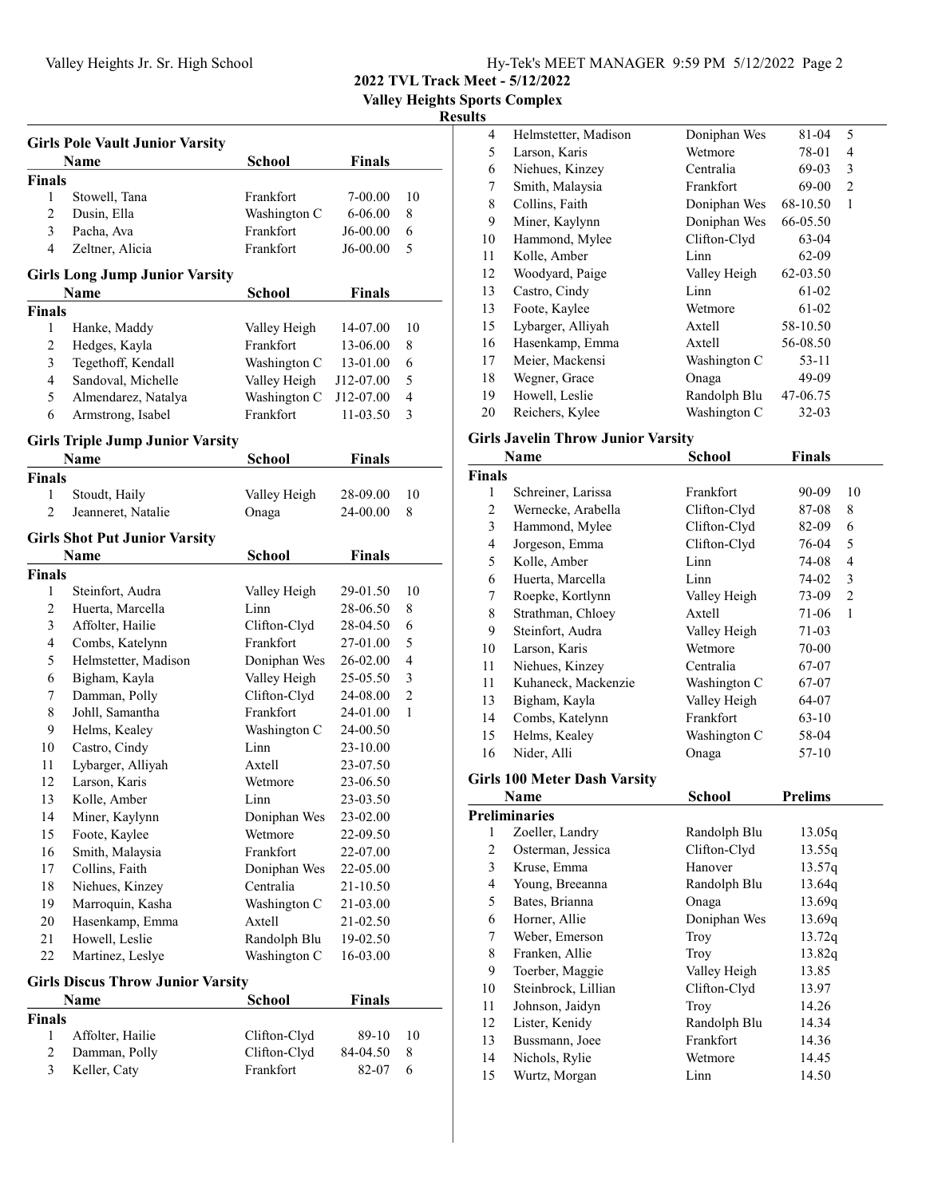2022 TVL Track Meet - 5/12/2022

Valley Heights Sports Complex

Results

### Girls Pole Vault Junior Varsity

| | Name | School | Finals | |
|---|---|---|---|---|
| **Finals** | | | | |
| 1 | Stowell, Tana | Frankfort | 7-00.00 | 10 |
| 2 | Dusin, Ella | Washington C | 6-06.00 | 8 |
| 3 | Pacha, Ava | Frankfort | J6-00.00 | 6 |
| 4 | Zeltner, Alicia | Frankfort | J6-00.00 | 5 |

### Girls Long Jump Junior Varsity

| | Name | School | Finals | |
|---|---|---|---|---|
| **Finals** | | | | |
| 1 | Hanke, Maddy | Valley Heigh | 14-07.00 | 10 |
| 2 | Hedges, Kayla | Frankfort | 13-06.00 | 8 |
| 3 | Tegethoff, Kendall | Washington C | 13-01.00 | 6 |
| 4 | Sandoval, Michelle | Valley Heigh | J12-07.00 | 5 |
| 5 | Almendarez, Natalya | Washington C | J12-07.00 | 4 |
| 6 | Armstrong, Isabel | Frankfort | 11-03.50 | 3 |

### Girls Triple Jump Junior Varsity

| | Name | School | Finals | |
|---|---|---|---|---|
| **Finals** | | | | |
| 1 | Stoudt, Haily | Valley Heigh | 28-09.00 | 10 |
| 2 | Jeanneret, Natalie | Onaga | 24-00.00 | 8 |

### Girls Shot Put Junior Varsity

| | Name | School | Finals | |
|---|---|---|---|---|
| **Finals** | | | | |
| 1 | Steinfort, Audra | Valley Heigh | 29-01.50 | 10 |
| 2 | Huerta, Marcella | Linn | 28-06.50 | 8 |
| 3 | Affolter, Hailie | Clifton-Clyd | 28-04.50 | 6 |
| 4 | Combs, Katelynn | Frankfort | 27-01.00 | 5 |
| 5 | Helmstetter, Madison | Doniphan Wes | 26-02.00 | 4 |
| 6 | Bigham, Kayla | Valley Heigh | 25-05.50 | 3 |
| 7 | Damman, Polly | Clifton-Clyd | 24-08.00 | 2 |
| 8 | Johll, Samantha | Frankfort | 24-01.00 | 1 |
| 9 | Helms, Kealey | Washington C | 24-00.50 | |
| 10 | Castro, Cindy | Linn | 23-10.00 | |
| 11 | Lybarger, Alliyah | Axtell | 23-07.50 | |
| 12 | Larson, Karis | Wetmore | 23-06.50 | |
| 13 | Kolle, Amber | Linn | 23-03.50 | |
| 14 | Miner, Kaylynn | Doniphan Wes | 23-02.00 | |
| 15 | Foote, Kaylee | Wetmore | 22-09.50 | |
| 16 | Smith, Malaysia | Frankfort | 22-07.00 | |
| 17 | Collins, Faith | Doniphan Wes | 22-05.00 | |
| 18 | Niehues, Kinzey | Centralia | 21-10.50 | |
| 19 | Marroquin, Kasha | Washington C | 21-03.00 | |
| 20 | Hasenkamp, Emma | Axtell | 21-02.50 | |
| 21 | Howell, Leslie | Randolph Blu | 19-02.50 | |
| 22 | Martinez, Leslye | Washington C | 16-03.00 | |

### Girls Discus Throw Junior Varsity

| | Name | School | Finals | |
|---|---|---|---|---|
| **Finals** | | | | |
| 1 | Affolter, Hailie | Clifton-Clyd | 89-10 | 10 |
| 2 | Damman, Polly | Clifton-Clyd | 84-04.50 | 8 |
| 3 | Keller, Caty | Frankfort | 82-07 | 6 |
| 4 | Helmstetter, Madison | Doniphan Wes | 81-04 | 5 |
| 5 | Larson, Karis | Wetmore | 78-01 | 4 |
| 6 | Niehues, Kinzey | Centralia | 69-03 | 3 |
| 7 | Smith, Malaysia | Frankfort | 69-00 | 2 |
| 8 | Collins, Faith | Doniphan Wes | 68-10.50 | 1 |
| 9 | Miner, Kaylynn | Doniphan Wes | 66-05.50 | |
| 10 | Hammond, Mylee | Clifton-Clyd | 63-04 | |
| 11 | Kolle, Amber | Linn | 62-09 | |
| 12 | Woodyard, Paige | Valley Heigh | 62-03.50 | |
| 13 | Castro, Cindy | Linn | 61-02 | |
| 13 | Foote, Kaylee | Wetmore | 61-02 | |
| 15 | Lybarger, Alliyah | Axtell | 58-10.50 | |
| 16 | Hasenkamp, Emma | Axtell | 56-08.50 | |
| 17 | Meier, Mackensi | Washington C | 53-11 | |
| 18 | Wegner, Grace | Onaga | 49-09 | |
| 19 | Howell, Leslie | Randolph Blu | 47-06.75 | |
| 20 | Reichers, Kylee | Washington C | 32-03 | |

### Girls Javelin Throw Junior Varsity

| | Name | School | Finals | |
|---|---|---|---|---|
| **Finals** | | | | |
| 1 | Schreiner, Larissa | Frankfort | 90-09 | 10 |
| 2 | Wernecke, Arabella | Clifton-Clyd | 87-08 | 8 |
| 3 | Hammond, Mylee | Clifton-Clyd | 82-09 | 6 |
| 4 | Jorgeson, Emma | Clifton-Clyd | 76-04 | 5 |
| 5 | Kolle, Amber | Linn | 74-08 | 4 |
| 6 | Huerta, Marcella | Linn | 74-02 | 3 |
| 7 | Roepke, Kortlynn | Valley Heigh | 73-09 | 2 |
| 8 | Strathman, Chloey | Axtell | 71-06 | 1 |
| 9 | Steinfort, Audra | Valley Heigh | 71-03 | |
| 10 | Larson, Karis | Wetmore | 70-00 | |
| 11 | Niehues, Kinzey | Centralia | 67-07 | |
| 11 | Kuhaneck, Mackenzie | Washington C | 67-07 | |
| 13 | Bigham, Kayla | Valley Heigh | 64-07 | |
| 14 | Combs, Katelynn | Frankfort | 63-10 | |
| 15 | Helms, Kealey | Washington C | 58-04 | |
| 16 | Nider, Alli | Onaga | 57-10 | |

### Girls 100 Meter Dash Varsity

| | Name | School | Prelims |
|---|---|---|---|
| **Preliminaries** | | | |
| 1 | Zoeller, Landry | Randolph Blu | 13.05q |
| 2 | Osterman, Jessica | Clifton-Clyd | 13.55q |
| 3 | Kruse, Emma | Hanover | 13.57q |
| 4 | Young, Breeanna | Randolph Blu | 13.64q |
| 5 | Bates, Brianna | Onaga | 13.69q |
| 6 | Horner, Allie | Doniphan Wes | 13.69q |
| 7 | Weber, Emerson | Troy | 13.72q |
| 8 | Franken, Allie | Troy | 13.82q |
| 9 | Toerber, Maggie | Valley Heigh | 13.85 |
| 10 | Steinbrock, Lillian | Clifton-Clyd | 13.97 |
| 11 | Johnson, Jaidyn | Troy | 14.26 |
| 12 | Lister, Kenidy | Randolph Blu | 14.34 |
| 13 | Bussmann, Joee | Frankfort | 14.36 |
| 14 | Nichols, Rylie | Wetmore | 14.45 |
| 15 | Wurtz, Morgan | Linn | 14.50 |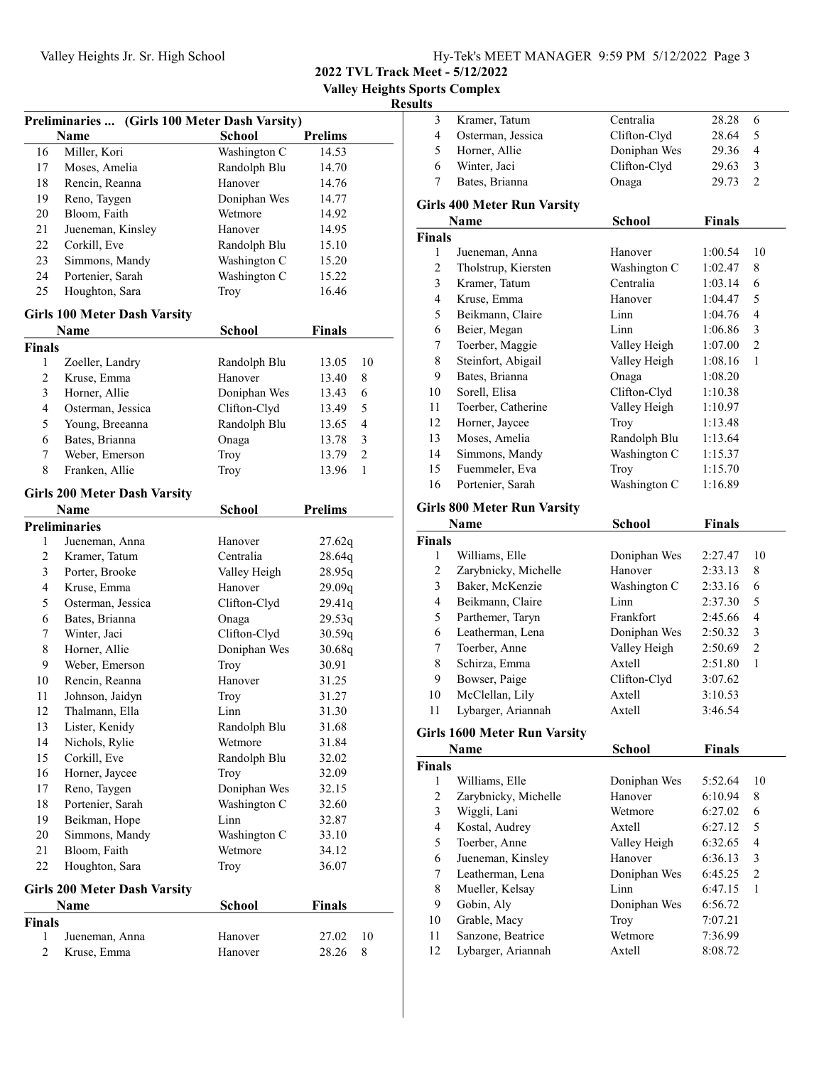**2022 TVL Track Meet - 5/12/2022**
**Valley Heights Sports Complex**
**Results**

### Preliminaries ... (Girls 100 Meter Dash Varsity)

| | Name | School | Prelims |
|---|---|---|---|
| 16 | Miller, Kori | Washington C | 14.53 |
| 17 | Moses, Amelia | Randolph Blu | 14.70 |
| 18 | Rencin, Reanna | Hanover | 14.76 |
| 19 | Reno, Taygen | Doniphan Wes | 14.77 |
| 20 | Bloom, Faith | Wetmore | 14.92 |
| 21 | Jueneman, Kinsley | Hanover | 14.95 |
| 22 | Corkill, Eve | Randolph Blu | 15.10 |
| 23 | Simmons, Mandy | Washington C | 15.20 |
| 24 | Portenier, Sarah | Washington C | 15.22 |
| 25 | Houghton, Sara | Troy | 16.46 |

### Girls 100 Meter Dash Varsity

| | Name | School | Finals | |
|---|---|---|---|---|
| **Finals** | | | | |
| 1 | Zoeller, Landry | Randolph Blu | 13.05 | 10 |
| 2 | Kruse, Emma | Hanover | 13.40 | 8 |
| 3 | Horner, Allie | Doniphan Wes | 13.43 | 6 |
| 4 | Osterman, Jessica | Clifton-Clyd | 13.49 | 5 |
| 5 | Young, Breeanna | Randolph Blu | 13.65 | 4 |
| 6 | Bates, Brianna | Onaga | 13.78 | 3 |
| 7 | Weber, Emerson | Troy | 13.79 | 2 |
| 8 | Franken, Allie | Troy | 13.96 | 1 |

### Girls 200 Meter Dash Varsity

| | Name | School | Prelims |
|---|---|---|---|
| **Preliminaries** | | | |
| 1 | Jueneman, Anna | Hanover | 27.62q |
| 2 | Kramer, Tatum | Centralia | 28.64q |
| 3 | Porter, Brooke | Valley Heigh | 28.95q |
| 4 | Kruse, Emma | Hanover | 29.09q |
| 5 | Osterman, Jessica | Clifton-Clyd | 29.41q |
| 6 | Bates, Brianna | Onaga | 29.53q |
| 7 | Winter, Jaci | Clifton-Clyd | 30.59q |
| 8 | Horner, Allie | Doniphan Wes | 30.68q |
| 9 | Weber, Emerson | Troy | 30.91 |
| 10 | Rencin, Reanna | Hanover | 31.25 |
| 11 | Johnson, Jaidyn | Troy | 31.27 |
| 12 | Thalmann, Ella | Linn | 31.30 |
| 13 | Lister, Kenidy | Randolph Blu | 31.68 |
| 14 | Nichols, Rylie | Wetmore | 31.84 |
| 15 | Corkill, Eve | Randolph Blu | 32.02 |
| 16 | Horner, Jaycee | Troy | 32.09 |
| 17 | Reno, Taygen | Doniphan Wes | 32.15 |
| 18 | Portenier, Sarah | Washington C | 32.60 |
| 19 | Beikman, Hope | Linn | 32.87 |
| 20 | Simmons, Mandy | Washington C | 33.10 |
| 21 | Bloom, Faith | Wetmore | 34.12 |
| 22 | Houghton, Sara | Troy | 36.07 |

### Girls 200 Meter Dash Varsity

| | Name | School | Finals | |
|---|---|---|---|---|
| **Finals** | | | | |
| 1 | Jueneman, Anna | Hanover | 27.02 | 10 |
| 2 | Kruse, Emma | Hanover | 28.26 | 8 |
| 3 | Kramer, Tatum | Centralia | 28.28 | 6 |
| 4 | Osterman, Jessica | Clifton-Clyd | 28.64 | 5 |
| 5 | Horner, Allie | Doniphan Wes | 29.36 | 4 |
| 6 | Winter, Jaci | Clifton-Clyd | 29.63 | 3 |
| 7 | Bates, Brianna | Onaga | 29.73 | 2 |

### Girls 400 Meter Run Varsity

| | Name | School | Finals | |
|---|---|---|---|---|
| **Finals** | | | | |
| 1 | Jueneman, Anna | Hanover | 1:00.54 | 10 |
| 2 | Tholstrup, Kiersten | Washington C | 1:02.47 | 8 |
| 3 | Kramer, Tatum | Centralia | 1:03.14 | 6 |
| 4 | Kruse, Emma | Hanover | 1:04.47 | 5 |
| 5 | Beikmann, Claire | Linn | 1:04.76 | 4 |
| 6 | Beier, Megan | Linn | 1:06.86 | 3 |
| 7 | Toerber, Maggie | Valley Heigh | 1:07.00 | 2 |
| 8 | Steinfort, Abigail | Valley Heigh | 1:08.16 | 1 |
| 9 | Bates, Brianna | Onaga | 1:08.20 | |
| 10 | Sorell, Elisa | Clifton-Clyd | 1:10.38 | |
| 11 | Toerber, Catherine | Valley Heigh | 1:10.97 | |
| 12 | Horner, Jaycee | Troy | 1:13.48 | |
| 13 | Moses, Amelia | Randolph Blu | 1:13.64 | |
| 14 | Simmons, Mandy | Washington C | 1:15.37 | |
| 15 | Fuemmeler, Eva | Troy | 1:15.70 | |
| 16 | Portenier, Sarah | Washington C | 1:16.89 | |

### Girls 800 Meter Run Varsity

| | Name | School | Finals | |
|---|---|---|---|---|
| **Finals** | | | | |
| 1 | Williams, Elle | Doniphan Wes | 2:27.47 | 10 |
| 2 | Zarybnicky, Michelle | Hanover | 2:33.13 | 8 |
| 3 | Baker, McKenzie | Washington C | 2:33.16 | 6 |
| 4 | Beikmann, Claire | Linn | 2:37.30 | 5 |
| 5 | Parthemer, Taryn | Frankfort | 2:45.66 | 4 |
| 6 | Leatherman, Lena | Doniphan Wes | 2:50.32 | 3 |
| 7 | Toerber, Anne | Valley Heigh | 2:50.69 | 2 |
| 8 | Schirza, Emma | Axtell | 2:51.80 | 1 |
| 9 | Bowser, Paige | Clifton-Clyd | 3:07.62 | |
| 10 | McClellan, Lily | Axtell | 3:10.53 | |
| 11 | Lybarger, Ariannah | Axtell | 3:46.54 | |

### Girls 1600 Meter Run Varsity

| | Name | School | Finals | |
|---|---|---|---|---|
| **Finals** | | | | |
| 1 | Williams, Elle | Doniphan Wes | 5:52.64 | 10 |
| 2 | Zarybnicky, Michelle | Hanover | 6:10.94 | 8 |
| 3 | Wiggli, Lani | Wetmore | 6:27.02 | 6 |
| 4 | Kostal, Audrey | Axtell | 6:27.12 | 5 |
| 5 | Toerber, Anne | Valley Heigh | 6:32.65 | 4 |
| 6 | Jueneman, Kinsley | Hanover | 6:36.13 | 3 |
| 7 | Leatherman, Lena | Doniphan Wes | 6:45.25 | 2 |
| 8 | Mueller, Kelsay | Linn | 6:47.15 | 1 |
| 9 | Gobin, Aly | Doniphan Wes | 6:56.72 | |
| 10 | Grable, Macy | Troy | 7:07.21 | |
| 11 | Sanzone, Beatrice | Wetmore | 7:36.99 | |
| 12 | Lybarger, Ariannah | Axtell | 8:08.72 | |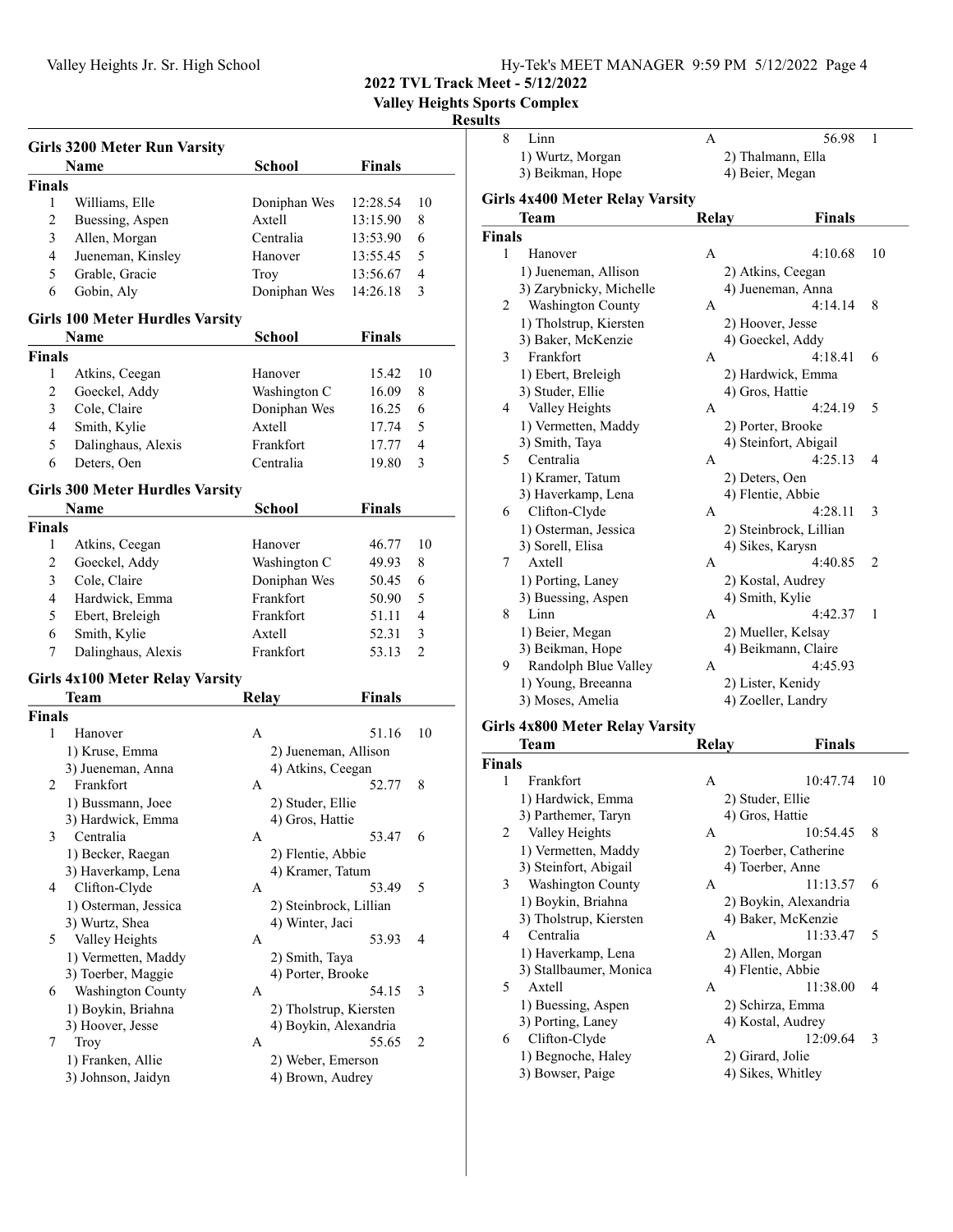# 2022 TVL Track Meet - 5/12/2022

**Valley Heights Sports Complex**

**Results**

### Girls 3200 Meter Run Varsity

| | Name | School | Finals | |
|---|---|---|---|---|
| **Finals** | | | | |
| 1 | Williams, Elle | Doniphan Wes | 12:28.54 | 10 |
| 2 | Buessing, Aspen | Axtell | 13:15.90 | 8 |
| 3 | Allen, Morgan | Centralia | 13:53.90 | 6 |
| 4 | Jueneman, Kinsley | Hanover | 13:55.45 | 5 |
| 5 | Grable, Gracie | Troy | 13:56.67 | 4 |
| 6 | Gobin, Aly | Doniphan Wes | 14:26.18 | 3 |

### Girls 100 Meter Hurdles Varsity

| | Name | School | Finals | |
|---|---|---|---|---|
| **Finals** | | | | |
| 1 | Atkins, Ceegan | Hanover | 15.42 | 10 |
| 2 | Goeckel, Addy | Washington C | 16.09 | 8 |
| 3 | Cole, Claire | Doniphan Wes | 16.25 | 6 |
| 4 | Smith, Kylie | Axtell | 17.74 | 5 |
| 5 | Dalinghaus, Alexis | Frankfort | 17.77 | 4 |
| 6 | Deters, Oen | Centralia | 19.80 | 3 |

### Girls 300 Meter Hurdles Varsity

| | Name | School | Finals | |
|---|---|---|---|---|
| **Finals** | | | | |
| 1 | Atkins, Ceegan | Hanover | 46.77 | 10 |
| 2 | Goeckel, Addy | Washington C | 49.93 | 8 |
| 3 | Cole, Claire | Doniphan Wes | 50.45 | 6 |
| 4 | Hardwick, Emma | Frankfort | 50.90 | 5 |
| 5 | Ebert, Breleigh | Frankfort | 51.11 | 4 |
| 6 | Smith, Kylie | Axtell | 52.31 | 3 |
| 7 | Dalinghaus, Alexis | Frankfort | 53.13 | 2 |

### Girls 4x100 Meter Relay Varsity

| | Team | Relay | Finals | |
|---|---|---|---|---|
| **Finals** | | | | |
| 1 | Hanover | A | 51.16 | 10 |
| | 1) Kruse, Emma | 2) Jueneman, Allison | | |
| | 3) Jueneman, Anna | 4) Atkins, Ceegan | | |
| 2 | Frankfort | A | 52.77 | 8 |
| | 1) Bussmann, Joee | 2) Studer, Ellie | | |
| | 3) Hardwick, Emma | 4) Gros, Hattie | | |
| 3 | Centralia | A | 53.47 | 6 |
| | 1) Becker, Raegan | 2) Flentie, Abbie | | |
| | 3) Haverkamp, Lena | 4) Kramer, Tatum | | |
| 4 | Clifton-Clyde | A | 53.49 | 5 |
| | 1) Osterman, Jessica | 2) Steinbrock, Lillian | | |
| | 3) Wurtz, Shea | 4) Winter, Jaci | | |
| 5 | Valley Heights | A | 53.93 | 4 |
| | 1) Vermetten, Maddy | 2) Smith, Taya | | |
| | 3) Toerber, Maggie | 4) Porter, Brooke | | |
| 6 | Washington County | A | 54.15 | 3 |
| | 1) Boykin, Briahna | 2) Tholstrup, Kiersten | | |
| | 3) Hoover, Jesse | 4) Boykin, Alexandria | | |
| 7 | Troy | A | 55.65 | 2 |
| | 1) Franken, Allie | 2) Weber, Emerson | | |
| | 3) Johnson, Jaidyn | 4) Brown, Audrey | | |
| 8 | Linn | A | 56.98 | 1 |
| | 1) Wurtz, Morgan | 2) Thalmann, Ella | | |
| | 3) Beikman, Hope | 4) Beier, Megan | | |

### Girls 4x400 Meter Relay Varsity

| | Team | Relay | Finals | |
|---|---|---|---|---|
| **Finals** | | | | |
| 1 | Hanover | A | 4:10.68 | 10 |
| | 1) Jueneman, Allison | 2) Atkins, Ceegan | | |
| | 3) Zarybnicky, Michelle | 4) Jueneman, Anna | | |
| 2 | Washington County | A | 4:14.14 | 8 |
| | 1) Tholstrup, Kiersten | 2) Hoover, Jesse | | |
| | 3) Baker, McKenzie | 4) Goeckel, Addy | | |
| 3 | Frankfort | A | 4:18.41 | 6 |
| | 1) Ebert, Breleigh | 2) Hardwick, Emma | | |
| | 3) Studer, Ellie | 4) Gros, Hattie | | |
| 4 | Valley Heights | A | 4:24.19 | 5 |
| | 1) Vermetten, Maddy | 2) Porter, Brooke | | |
| | 3) Smith, Taya | 4) Steinfort, Abigail | | |
| 5 | Centralia | A | 4:25.13 | 4 |
| | 1) Kramer, Tatum | 2) Deters, Oen | | |
| | 3) Haverkamp, Lena | 4) Flentie, Abbie | | |
| 6 | Clifton-Clyde | A | 4:28.11 | 3 |
| | 1) Osterman, Jessica | 2) Steinbrock, Lillian | | |
| | 3) Sorell, Elisa | 4) Sikes, Karysn | | |
| 7 | Axtell | A | 4:40.85 | 2 |
| | 1) Porting, Laney | 2) Kostal, Audrey | | |
| | 3) Buessing, Aspen | 4) Smith, Kylie | | |
| 8 | Linn | A | 4:42.37 | 1 |
| | 1) Beier, Megan | 2) Mueller, Kelsay | | |
| | 3) Beikman, Hope | 4) Beikmann, Claire | | |
| 9 | Randolph Blue Valley | A | 4:45.93 | |
| | 1) Young, Breeanna | 2) Lister, Kenidy | | |
| | 3) Moses, Amelia | 4) Zoeller, Landry | | |

### Girls 4x800 Meter Relay Varsity

| | Team | Relay | Finals | |
|---|---|---|---|---|
| **Finals** | | | | |
| 1 | Frankfort | A | 10:47.74 | 10 |
| | 1) Hardwick, Emma | 2) Studer, Ellie | | |
| | 3) Parthemer, Taryn | 4) Gros, Hattie | | |
| 2 | Valley Heights | A | 10:54.45 | 8 |
| | 1) Vermetten, Maddy | 2) Toerber, Catherine | | |
| | 3) Steinfort, Abigail | 4) Toerber, Anne | | |
| 3 | Washington County | A | 11:13.57 | 6 |
| | 1) Boykin, Briahna | 2) Boykin, Alexandria | | |
| | 3) Tholstrup, Kiersten | 4) Baker, McKenzie | | |
| 4 | Centralia | A | 11:33.47 | 5 |
| | 1) Haverkamp, Lena | 2) Allen, Morgan | | |
| | 3) Stallbaumer, Monica | 4) Flentie, Abbie | | |
| 5 | Axtell | A | 11:38.00 | 4 |
| | 1) Buessing, Aspen | 2) Schirza, Emma | | |
| | 3) Porting, Laney | 4) Kostal, Audrey | | |
| 6 | Clifton-Clyde | A | 12:09.64 | 3 |
| | 1) Begnoche, Haley | 2) Girard, Jolie | | |
| | 3) Bowser, Paige | 4) Sikes, Whitley | | |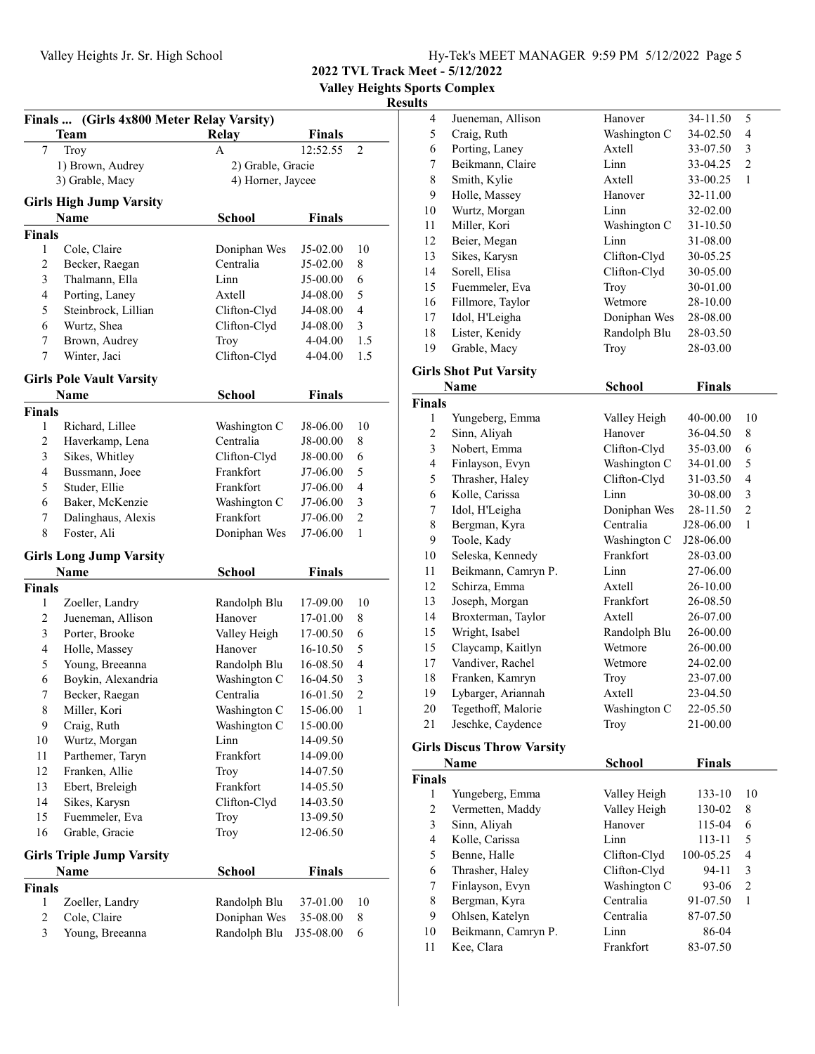## 2022 TVL Track Meet - 5/12/2022

**Valley Heights Sports Complex**

**Results**

### Finals ... (Girls 4x800 Meter Relay Varsity)

| | Team | Relay | Finals | |
|---|---|---|---|---|
| 7 | Troy | A | 12:52.55 | 2 |
| | 1) Brown, Audrey | 2) Grable, Gracie | | |
| | 3) Grable, Macy | 4) Horner, Jaycee | | |

### Girls High Jump Varsity

| | Name | School | Finals | |
|---|---|---|---|---|
| **Finals** | | | | |
| 1 | Cole, Claire | Doniphan Wes | J5-02.00 | 10 |
| 2 | Becker, Raegan | Centralia | J5-02.00 | 8 |
| 3 | Thalmann, Ella | Linn | J5-00.00 | 6 |
| 4 | Porting, Laney | Axtell | J4-08.00 | 5 |
| 5 | Steinbrock, Lillian | Clifton-Clyd | J4-08.00 | 4 |
| 6 | Wurtz, Shea | Clifton-Clyd | J4-08.00 | 3 |
| 7 | Brown, Audrey | Troy | 4-04.00 | 1.5 |
| 7 | Winter, Jaci | Clifton-Clyd | 4-04.00 | 1.5 |

### Girls Pole Vault Varsity

| | Name | School | Finals | |
|---|---|---|---|---|
| **Finals** | | | | |
| 1 | Richard, Lillee | Washington C | J8-06.00 | 10 |
| 2 | Haverkamp, Lena | Centralia | J8-00.00 | 8 |
| 3 | Sikes, Whitley | Clifton-Clyd | J8-00.00 | 6 |
| 4 | Bussmann, Joee | Frankfort | J7-06.00 | 5 |
| 5 | Studer, Ellie | Frankfort | J7-06.00 | 4 |
| 6 | Baker, McKenzie | Washington C | J7-06.00 | 3 |
| 7 | Dalinghaus, Alexis | Frankfort | J7-06.00 | 2 |
| 8 | Foster, Ali | Doniphan Wes | J7-06.00 | 1 |

### Girls Long Jump Varsity

| | Name | School | Finals | |
|---|---|---|---|---|
| **Finals** | | | | |
| 1 | Zoeller, Landry | Randolph Blu | 17-09.00 | 10 |
| 2 | Jueneman, Allison | Hanover | 17-01.00 | 8 |
| 3 | Porter, Brooke | Valley Heigh | 17-00.50 | 6 |
| 4 | Holle, Massey | Hanover | 16-10.50 | 5 |
| 5 | Young, Breeanna | Randolph Blu | 16-08.50 | 4 |
| 6 | Boykin, Alexandria | Washington C | 16-04.50 | 3 |
| 7 | Becker, Raegan | Centralia | 16-01.50 | 2 |
| 8 | Miller, Kori | Washington C | 15-06.00 | 1 |
| 9 | Craig, Ruth | Washington C | 15-00.00 | |
| 10 | Wurtz, Morgan | Linn | 14-09.50 | |
| 11 | Parthemer, Taryn | Frankfort | 14-09.00 | |
| 12 | Franken, Allie | Troy | 14-07.50 | |
| 13 | Ebert, Breleigh | Frankfort | 14-05.50 | |
| 14 | Sikes, Karysn | Clifton-Clyd | 14-03.50 | |
| 15 | Fuemmeler, Eva | Troy | 13-09.50 | |
| 16 | Grable, Gracie | Troy | 12-06.50 | |

### Girls Triple Jump Varsity

| | Name | School | Finals | |
|---|---|---|---|---|
| **Finals** | | | | |
| 1 | Zoeller, Landry | Randolph Blu | 37-01.00 | 10 |
| 2 | Cole, Claire | Doniphan Wes | 35-08.00 | 8 |
| 3 | Young, Breeanna | Randolph Blu | J35-08.00 | 6 |
| 4 | Jueneman, Allison | Hanover | 34-11.50 | 5 |
| 5 | Craig, Ruth | Washington C | 34-02.50 | 4 |
| 6 | Porting, Laney | Axtell | 33-07.50 | 3 |
| 7 | Beikmann, Claire | Linn | 33-04.25 | 2 |
| 8 | Smith, Kylie | Axtell | 33-00.25 | 1 |
| 9 | Holle, Massey | Hanover | 32-11.00 | |
| 10 | Wurtz, Morgan | Linn | 32-02.00 | |
| 11 | Miller, Kori | Washington C | 31-10.50 | |
| 12 | Beier, Megan | Linn | 31-08.00 | |
| 13 | Sikes, Karysn | Clifton-Clyd | 30-05.25 | |
| 14 | Sorell, Elisa | Clifton-Clyd | 30-05.00 | |
| 15 | Fuemmeler, Eva | Troy | 30-01.00 | |
| 16 | Fillmore, Taylor | Wetmore | 28-10.00 | |
| 17 | Idol, H'Leigha | Doniphan Wes | 28-08.00 | |
| 18 | Lister, Kenidy | Randolph Blu | 28-03.50 | |
| 19 | Grable, Macy | Troy | 28-03.00 | |

### Girls Shot Put Varsity

| | Name | School | Finals | |
|---|---|---|---|---|
| **Finals** | | | | |
| 1 | Yungeberg, Emma | Valley Heigh | 40-00.00 | 10 |
| 2 | Sinn, Aliyah | Hanover | 36-04.50 | 8 |
| 3 | Nobert, Emma | Clifton-Clyd | 35-03.00 | 6 |
| 4 | Finlayson, Evyn | Washington C | 34-01.00 | 5 |
| 5 | Thrasher, Haley | Clifton-Clyd | 31-03.50 | 4 |
| 6 | Kolle, Carissa | Linn | 30-08.00 | 3 |
| 7 | Idol, H'Leigha | Doniphan Wes | 28-11.50 | 2 |
| 8 | Bergman, Kyra | Centralia | J28-06.00 | 1 |
| 9 | Toole, Kady | Washington C | J28-06.00 | |
| 10 | Seleska, Kennedy | Frankfort | 28-03.00 | |
| 11 | Beikmann, Camryn P. | Linn | 27-06.00 | |
| 12 | Schirza, Emma | Axtell | 26-10.00 | |
| 13 | Joseph, Morgan | Frankfort | 26-08.50 | |
| 14 | Broxterman, Taylor | Axtell | 26-07.00 | |
| 15 | Wright, Isabel | Randolph Blu | 26-00.00 | |
| 15 | Claycamp, Kaitlyn | Wetmore | 26-00.00 | |
| 17 | Vandiver, Rachel | Wetmore | 24-02.00 | |
| 18 | Franken, Kamryn | Troy | 23-07.00 | |
| 19 | Lybarger, Ariannah | Axtell | 23-04.50 | |
| 20 | Tegethoff, Malorie | Washington C | 22-05.50 | |
| 21 | Jeschke, Caydence | Troy | 21-00.00 | |

### Girls Discus Throw Varsity

| | Name | School | Finals | |
|---|---|---|---|---|
| **Finals** | | | | |
| 1 | Yungeberg, Emma | Valley Heigh | 133-10 | 10 |
| 2 | Vermetten, Maddy | Valley Heigh | 130-02 | 8 |
| 3 | Sinn, Aliyah | Hanover | 115-04 | 6 |
| 4 | Kolle, Carissa | Linn | 113-11 | 5 |
| 5 | Benne, Halle | Clifton-Clyd | 100-05.25 | 4 |
| 6 | Thrasher, Haley | Clifton-Clyd | 94-11 | 3 |
| 7 | Finlayson, Evyn | Washington C | 93-06 | 2 |
| 8 | Bergman, Kyra | Centralia | 91-07.50 | 1 |
| 9 | Ohlsen, Katelyn | Centralia | 87-07.50 | |
| 10 | Beikmann, Camryn P. | Linn | 86-04 | |
| 11 | Kee, Clara | Frankfort | 83-07.50 | |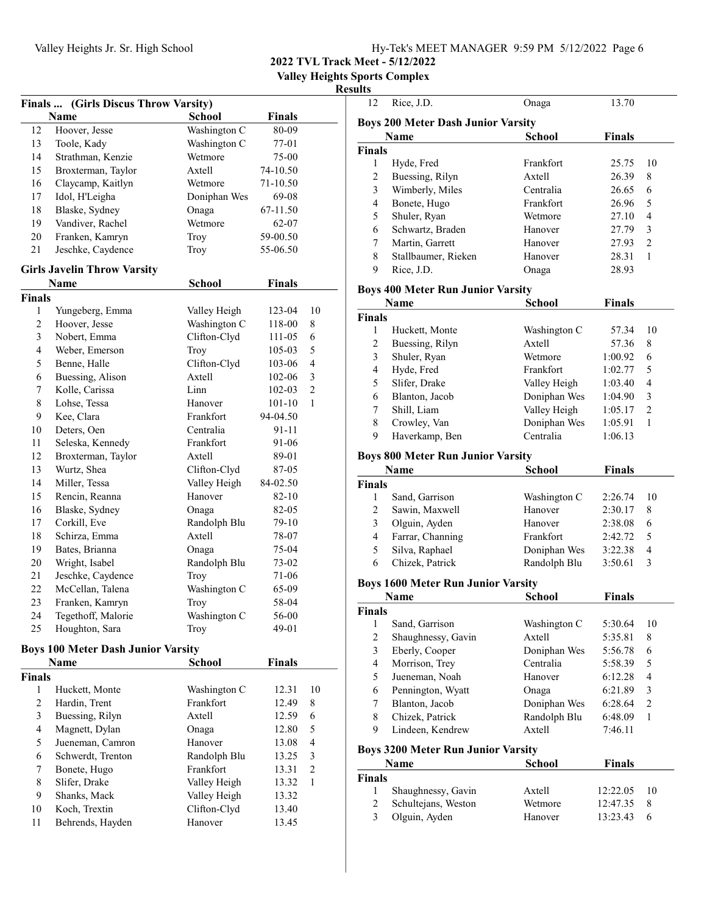2022 TVL Track Meet - 5/12/2022

Valley Heights Sports Complex

Results

### Finals ... (Girls Discus Throw Varsity)

| | Name | School | Finals | |
|---|---|---|---|---|
| 12 | Hoover, Jesse | Washington C | 80-09 | |
| 13 | Toole, Kady | Washington C | 77-01 | |
| 14 | Strathman, Kenzie | Wetmore | 75-00 | |
| 15 | Broxterman, Taylor | Axtell | 74-10.50 | |
| 16 | Claycamp, Kaitlyn | Wetmore | 71-10.50 | |
| 17 | Idol, H'Leigha | Doniphan Wes | 69-08 | |
| 18 | Blaske, Sydney | Onaga | 67-11.50 | |
| 19 | Vandiver, Rachel | Wetmore | 62-07 | |
| 20 | Franken, Kamryn | Troy | 59-00.50 | |
| 21 | Jeschke, Caydence | Troy | 55-06.50 | |

### Girls Javelin Throw Varsity

| | Name | School | Finals | |
|---|---|---|---|---|
| **Finals** | | | | |
| 1 | Yungeberg, Emma | Valley Heigh | 123-04 | 10 |
| 2 | Hoover, Jesse | Washington C | 118-00 | 8 |
| 3 | Nobert, Emma | Clifton-Clyd | 111-05 | 6 |
| 4 | Weber, Emerson | Troy | 105-03 | 5 |
| 5 | Benne, Halle | Clifton-Clyd | 103-06 | 4 |
| 6 | Buessing, Alison | Axtell | 102-06 | 3 |
| 7 | Kolle, Carissa | Linn | 102-03 | 2 |
| 8 | Lohse, Tessa | Hanover | 101-10 | 1 |
| 9 | Kee, Clara | Frankfort | 94-04.50 | |
| 10 | Deters, Oen | Centralia | 91-11 | |
| 11 | Seleska, Kennedy | Frankfort | 91-06 | |
| 12 | Broxterman, Taylor | Axtell | 89-01 | |
| 13 | Wurtz, Shea | Clifton-Clyd | 87-05 | |
| 14 | Miller, Tessa | Valley Heigh | 84-02.50 | |
| 15 | Rencin, Reanna | Hanover | 82-10 | |
| 16 | Blaske, Sydney | Onaga | 82-05 | |
| 17 | Corkill, Eve | Randolph Blu | 79-10 | |
| 18 | Schirza, Emma | Axtell | 78-07 | |
| 19 | Bates, Brianna | Onaga | 75-04 | |
| 20 | Wright, Isabel | Randolph Blu | 73-02 | |
| 21 | Jeschke, Caydence | Troy | 71-06 | |
| 22 | McCellan, Talena | Washington C | 65-09 | |
| 23 | Franken, Kamryn | Troy | 58-04 | |
| 24 | Tegethoff, Malorie | Washington C | 56-00 | |
| 25 | Houghton, Sara | Troy | 49-01 | |

### Boys 100 Meter Dash Junior Varsity

| | Name | School | Finals | |
|---|---|---|---|---|
| **Finals** | | | | |
| 1 | Huckett, Monte | Washington C | 12.31 | 10 |
| 2 | Hardin, Trent | Frankfort | 12.49 | 8 |
| 3 | Buessing, Rilyn | Axtell | 12.59 | 6 |
| 4 | Magnett, Dylan | Onaga | 12.80 | 5 |
| 5 | Jueneman, Camron | Hanover | 13.08 | 4 |
| 6 | Schwerdt, Trenton | Randolph Blu | 13.25 | 3 |
| 7 | Bonete, Hugo | Frankfort | 13.31 | 2 |
| 8 | Slifer, Drake | Valley Heigh | 13.32 | 1 |
| 9 | Shanks, Mack | Valley Heigh | 13.32 | |
| 10 | Koch, Trextin | Clifton-Clyd | 13.40 | |
| 11 | Behrends, Hayden | Hanover | 13.45 | |
| 12 | Rice, J.D. | Onaga | 13.70 | |

### Boys 200 Meter Dash Junior Varsity

| | Name | School | Finals | |
|---|---|---|---|---|
| **Finals** | | | | |
| 1 | Hyde, Fred | Frankfort | 25.75 | 10 |
| 2 | Buessing, Rilyn | Axtell | 26.39 | 8 |
| 3 | Wimberly, Miles | Centralia | 26.65 | 6 |
| 4 | Bonete, Hugo | Frankfort | 26.96 | 5 |
| 5 | Shuler, Ryan | Wetmore | 27.10 | 4 |
| 6 | Schwartz, Braden | Hanover | 27.79 | 3 |
| 7 | Martin, Garrett | Hanover | 27.93 | 2 |
| 8 | Stallbaumer, Rieken | Hanover | 28.31 | 1 |
| 9 | Rice, J.D. | Onaga | 28.93 | |

### Boys 400 Meter Run Junior Varsity

| | Name | School | Finals | |
|---|---|---|---|---|
| **Finals** | | | | |
| 1 | Huckett, Monte | Washington C | 57.34 | 10 |
| 2 | Buessing, Rilyn | Axtell | 57.36 | 8 |
| 3 | Shuler, Ryan | Wetmore | 1:00.92 | 6 |
| 4 | Hyde, Fred | Frankfort | 1:02.77 | 5 |
| 5 | Slifer, Drake | Valley Heigh | 1:03.40 | 4 |
| 6 | Blanton, Jacob | Doniphan Wes | 1:04.90 | 3 |
| 7 | Shill, Liam | Valley Heigh | 1:05.17 | 2 |
| 8 | Crowley, Van | Doniphan Wes | 1:05.91 | 1 |
| 9 | Haverkamp, Ben | Centralia | 1:06.13 | |

### Boys 800 Meter Run Junior Varsity

| | Name | School | Finals | |
|---|---|---|---|---|
| **Finals** | | | | |
| 1 | Sand, Garrison | Washington C | 2:26.74 | 10 |
| 2 | Sawin, Maxwell | Hanover | 2:30.17 | 8 |
| 3 | Olguin, Ayden | Hanover | 2:38.08 | 6 |
| 4 | Farrar, Channing | Frankfort | 2:42.72 | 5 |
| 5 | Silva, Raphael | Doniphan Wes | 3:22.38 | 4 |
| 6 | Chizek, Patrick | Randolph Blu | 3:50.61 | 3 |

### Boys 1600 Meter Run Junior Varsity

| | Name | School | Finals | |
|---|---|---|---|---|
| **Finals** | | | | |
| 1 | Sand, Garrison | Washington C | 5:30.64 | 10 |
| 2 | Shaughnessy, Gavin | Axtell | 5:35.81 | 8 |
| 3 | Eberly, Cooper | Doniphan Wes | 5:56.78 | 6 |
| 4 | Morrison, Trey | Centralia | 5:58.39 | 5 |
| 5 | Jueneman, Noah | Hanover | 6:12.28 | 4 |
| 6 | Pennington, Wyatt | Onaga | 6:21.89 | 3 |
| 7 | Blanton, Jacob | Doniphan Wes | 6:28.64 | 2 |
| 8 | Chizek, Patrick | Randolph Blu | 6:48.09 | 1 |
| 9 | Lindeen, Kendrew | Axtell | 7:46.11 | |

### Boys 3200 Meter Run Junior Varsity

| | Name | School | Finals | |
|---|---|---|---|---|
| **Finals** | | | | |
| 1 | Shaughnessy, Gavin | Axtell | 12:22.05 | 10 |
| 2 | Schultejans, Weston | Wetmore | 12:47.35 | 8 |
| 3 | Olguin, Ayden | Hanover | 13:23.43 | 6 |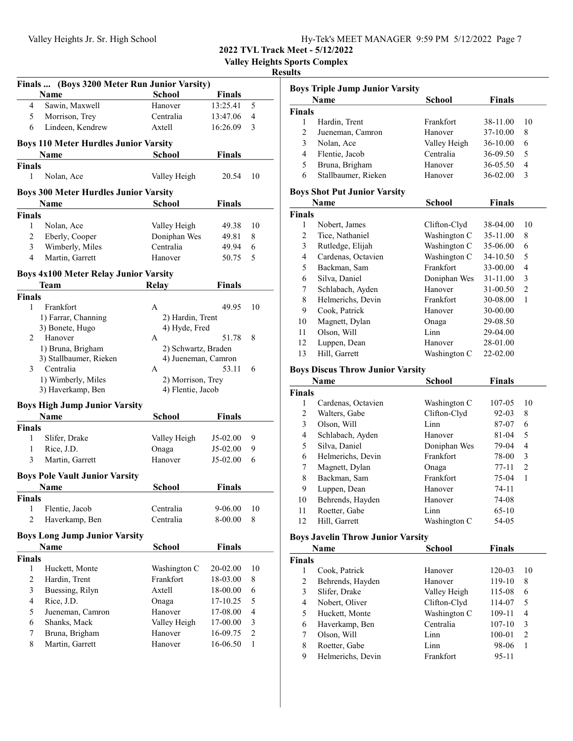# 2022 TVL Track Meet - 5/12/2022

**Valley Heights Sports Complex**

**Results**

### Finals ... (Boys 3200 Meter Run Junior Varsity)

| | Name | School | Finals | |
|---|---|---|---|---|
| 4 | Sawin, Maxwell | Hanover | 13:25.41 | 5 |
| 5 | Morrison, Trey | Centralia | 13:47.06 | 4 |
| 6 | Lindeen, Kendrew | Axtell | 16:26.09 | 3 |

### Boys 110 Meter Hurdles Junior Varsity

| | Name | School | Finals | |
|---|---|---|---|---|
| **Finals** | | | | |
| 1 | Nolan, Ace | Valley Heigh | 20.54 | 10 |

### Boys 300 Meter Hurdles Junior Varsity

| | Name | School | Finals | |
|---|---|---|---|---|
| **Finals** | | | | |
| 1 | Nolan, Ace | Valley Heigh | 49.38 | 10 |
| 2 | Eberly, Cooper | Doniphan Wes | 49.81 | 8 |
| 3 | Wimberly, Miles | Centralia | 49.94 | 6 |
| 4 | Martin, Garrett | Hanover | 50.75 | 5 |

### Boys 4x100 Meter Relay Junior Varsity

| | Team | Relay | Finals | |
|---|---|---|---|---|
| **Finals** | | | | |
| 1 | Frankfort | A | 49.95 | 10 |
| | 1) Farrar, Channing | 2) Hardin, Trent | | |
| | 3) Bonete, Hugo | 4) Hyde, Fred | | |
| 2 | Hanover | A | 51.78 | 8 |
| | 1) Bruna, Brigham | 2) Schwartz, Braden | | |
| | 3) Stallbaumer, Rieken | 4) Jueneman, Camron | | |
| 3 | Centralia | A | 53.11 | 6 |
| | 1) Wimberly, Miles | 2) Morrison, Trey | | |
| | 3) Haverkamp, Ben | 4) Flentie, Jacob | | |

### Boys High Jump Junior Varsity

| | Name | School | Finals | |
|---|---|---|---|---|
| **Finals** | | | | |
| 1 | Slifer, Drake | Valley Heigh | J5-02.00 | 9 |
| 1 | Rice, J.D. | Onaga | J5-02.00 | 9 |
| 3 | Martin, Garrett | Hanover | J5-02.00 | 6 |

### Boys Pole Vault Junior Varsity

| | Name | School | Finals | |
|---|---|---|---|---|
| **Finals** | | | | |
| 1 | Flentie, Jacob | Centralia | 9-06.00 | 10 |
| 2 | Haverkamp, Ben | Centralia | 8-00.00 | 8 |

### Boys Long Jump Junior Varsity

| | Name | School | Finals | |
|---|---|---|---|---|
| **Finals** | | | | |
| 1 | Huckett, Monte | Washington C | 20-02.00 | 10 |
| 2 | Hardin, Trent | Frankfort | 18-03.00 | 8 |
| 3 | Buessing, Rilyn | Axtell | 18-00.00 | 6 |
| 4 | Rice, J.D. | Onaga | 17-10.25 | 5 |
| 5 | Jueneman, Camron | Hanover | 17-08.00 | 4 |
| 6 | Shanks, Mack | Valley Heigh | 17-00.00 | 3 |
| 7 | Bruna, Brigham | Hanover | 16-09.75 | 2 |
| 8 | Martin, Garrett | Hanover | 16-06.50 | 1 |

### Boys Triple Jump Junior Varsity

| | Name | School | Finals | |
|---|---|---|---|---|
| **Finals** | | | | |
| 1 | Hardin, Trent | Frankfort | 38-11.00 | 10 |
| 2 | Jueneman, Camron | Hanover | 37-10.00 | 8 |
| 3 | Nolan, Ace | Valley Heigh | 36-10.00 | 6 |
| 4 | Flentie, Jacob | Centralia | 36-09.50 | 5 |
| 5 | Bruna, Brigham | Hanover | 36-05.50 | 4 |
| 6 | Stallbaumer, Rieken | Hanover | 36-02.00 | 3 |

### Boys Shot Put Junior Varsity

| | Name | School | Finals | |
|---|---|---|---|---|
| **Finals** | | | | |
| 1 | Nobert, James | Clifton-Clyd | 38-04.00 | 10 |
| 2 | Tice, Nathaniel | Washington C | 35-11.00 | 8 |
| 3 | Rutledge, Elijah | Washington C | 35-06.00 | 6 |
| 4 | Cardenas, Octavien | Washington C | 34-10.50 | 5 |
| 5 | Backman, Sam | Frankfort | 33-00.00 | 4 |
| 6 | Silva, Daniel | Doniphan Wes | 31-11.00 | 3 |
| 7 | Schlabach, Ayden | Hanover | 31-00.50 | 2 |
| 8 | Helmerichs, Devin | Frankfort | 30-08.00 | 1 |
| 9 | Cook, Patrick | Hanover | 30-00.00 | |
| 10 | Magnett, Dylan | Onaga | 29-08.50 | |
| 11 | Olson, Will | Linn | 29-04.00 | |
| 12 | Luppen, Dean | Hanover | 28-01.00 | |
| 13 | Hill, Garrett | Washington C | 22-02.00 | |

### Boys Discus Throw Junior Varsity

| | Name | School | Finals | |
|---|---|---|---|---|
| **Finals** | | | | |
| 1 | Cardenas, Octavien | Washington C | 107-05 | 10 |
| 2 | Walters, Gabe | Clifton-Clyd | 92-03 | 8 |
| 3 | Olson, Will | Linn | 87-07 | 6 |
| 4 | Schlabach, Ayden | Hanover | 81-04 | 5 |
| 5 | Silva, Daniel | Doniphan Wes | 79-04 | 4 |
| 6 | Helmerichs, Devin | Frankfort | 78-00 | 3 |
| 7 | Magnett, Dylan | Onaga | 77-11 | 2 |
| 8 | Backman, Sam | Frankfort | 75-04 | 1 |
| 9 | Luppen, Dean | Hanover | 74-11 | |
| 10 | Behrends, Hayden | Hanover | 74-08 | |
| 11 | Roetter, Gabe | Linn | 65-10 | |
| 12 | Hill, Garrett | Washington C | 54-05 | |

### Boys Javelin Throw Junior Varsity

| | Name | School | Finals | |
|---|---|---|---|---|
| **Finals** | | | | |
| 1 | Cook, Patrick | Hanover | 120-03 | 10 |
| 2 | Behrends, Hayden | Hanover | 119-10 | 8 |
| 3 | Slifer, Drake | Valley Heigh | 115-08 | 6 |
| 4 | Nobert, Oliver | Clifton-Clyd | 114-07 | 5 |
| 5 | Huckett, Monte | Washington C | 109-11 | 4 |
| 6 | Haverkamp, Ben | Centralia | 107-10 | 3 |
| 7 | Olson, Will | Linn | 100-01 | 2 |
| 8 | Roetter, Gabe | Linn | 98-06 | 1 |
| 9 | Helmerichs, Devin | Frankfort | 95-11 | |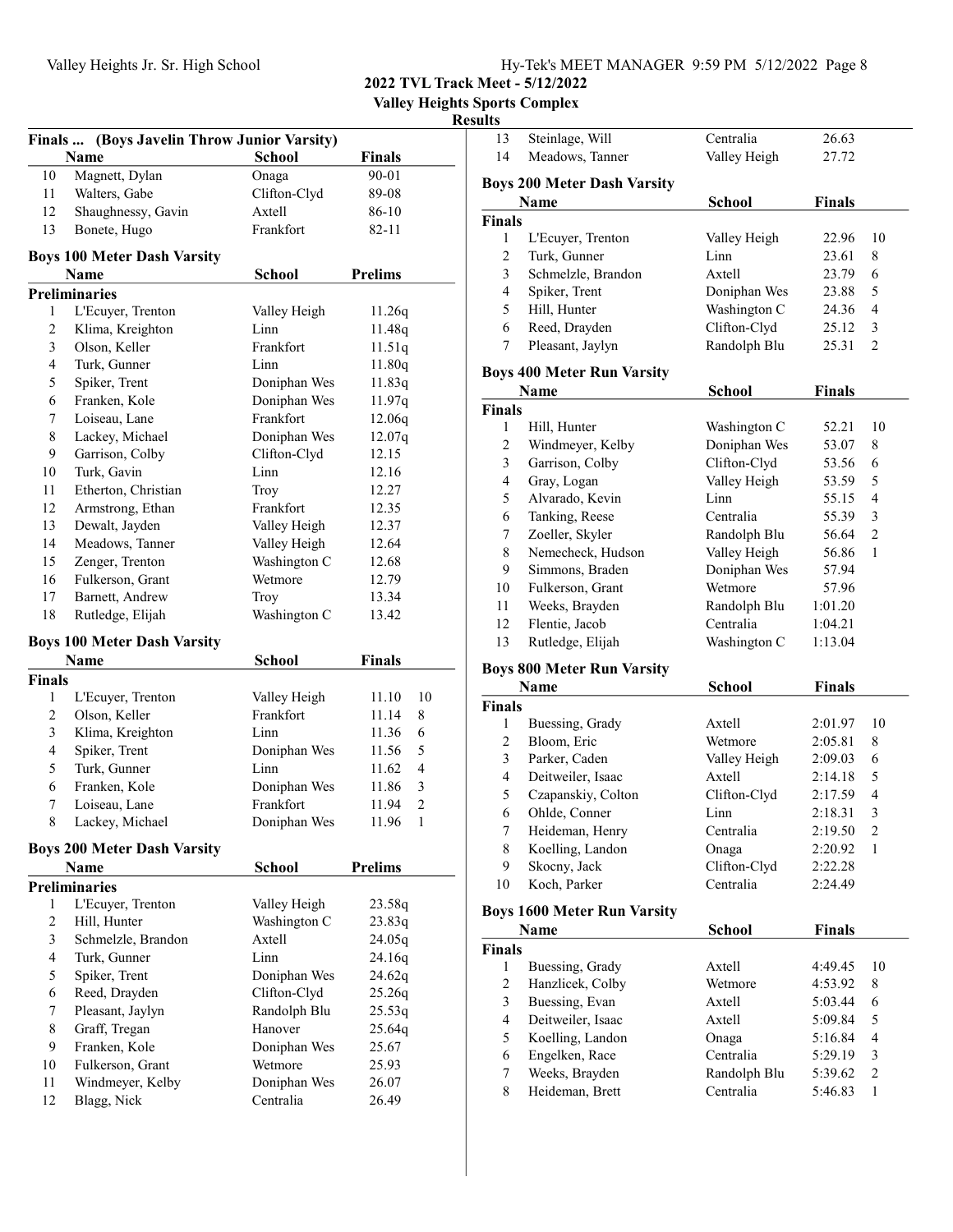## 2022 TVL Track Meet - 5/12/2022

**Valley Heights Sports Complex**

**Results**

### Finals ... (Boys Javelin Throw Junior Varsity)

| | Name | School | Finals |
|---|---|---|---|
| 10 | Magnett, Dylan | Onaga | 90-01 |
| 11 | Walters, Gabe | Clifton-Clyd | 89-08 |
| 12 | Shaughnessy, Gavin | Axtell | 86-10 |
| 13 | Bonete, Hugo | Frankfort | 82-11 |

### Boys 100 Meter Dash Varsity

| | Name | School | Prelims |
|---|---|---|---|
| **Preliminaries** | | | |
| 1 | L'Ecuyer, Trenton | Valley Heigh | 11.26q |
| 2 | Klima, Kreighton | Linn | 11.48q |
| 3 | Olson, Keller | Frankfort | 11.51q |
| 4 | Turk, Gunner | Linn | 11.80q |
| 5 | Spiker, Trent | Doniphan Wes | 11.83q |
| 6 | Franken, Kole | Doniphan Wes | 11.97q |
| 7 | Loiseau, Lane | Frankfort | 12.06q |
| 8 | Lackey, Michael | Doniphan Wes | 12.07q |
| 9 | Garrison, Colby | Clifton-Clyd | 12.15 |
| 10 | Turk, Gavin | Linn | 12.16 |
| 11 | Etherton, Christian | Troy | 12.27 |
| 12 | Armstrong, Ethan | Frankfort | 12.35 |
| 13 | Dewalt, Jayden | Valley Heigh | 12.37 |
| 14 | Meadows, Tanner | Valley Heigh | 12.64 |
| 15 | Zenger, Trenton | Washington C | 12.68 |
| 16 | Fulkerson, Grant | Wetmore | 12.79 |
| 17 | Barnett, Andrew | Troy | 13.34 |
| 18 | Rutledge, Elijah | Washington C | 13.42 |

### Boys 100 Meter Dash Varsity

| | Name | School | Finals | |
|---|---|---|---|---|
| **Finals** | | | | |
| 1 | L'Ecuyer, Trenton | Valley Heigh | 11.10 | 10 |
| 2 | Olson, Keller | Frankfort | 11.14 | 8 |
| 3 | Klima, Kreighton | Linn | 11.36 | 6 |
| 4 | Spiker, Trent | Doniphan Wes | 11.56 | 5 |
| 5 | Turk, Gunner | Linn | 11.62 | 4 |
| 6 | Franken, Kole | Doniphan Wes | 11.86 | 3 |
| 7 | Loiseau, Lane | Frankfort | 11.94 | 2 |
| 8 | Lackey, Michael | Doniphan Wes | 11.96 | 1 |

### Boys 200 Meter Dash Varsity

| | Name | School | Prelims |
|---|---|---|---|
| **Preliminaries** | | | |
| 1 | L'Ecuyer, Trenton | Valley Heigh | 23.58q |
| 2 | Hill, Hunter | Washington C | 23.83q |
| 3 | Schmelzle, Brandon | Axtell | 24.05q |
| 4 | Turk, Gunner | Linn | 24.16q |
| 5 | Spiker, Trent | Doniphan Wes | 24.62q |
| 6 | Reed, Drayden | Clifton-Clyd | 25.26q |
| 7 | Pleasant, Jaylyn | Randolph Blu | 25.53q |
| 8 | Graff, Tregan | Hanover | 25.64q |
| 9 | Franken, Kole | Doniphan Wes | 25.67 |
| 10 | Fulkerson, Grant | Wetmore | 25.93 |
| 11 | Windmeyer, Kelby | Doniphan Wes | 26.07 |
| 12 | Blagg, Nick | Centralia | 26.49 |
| 13 | Steinlage, Will | Centralia | 26.63 |
| 14 | Meadows, Tanner | Valley Heigh | 27.72 |

### Boys 200 Meter Dash Varsity

| | Name | School | Finals | |
|---|---|---|---|---|
| **Finals** | | | | |
| 1 | L'Ecuyer, Trenton | Valley Heigh | 22.96 | 10 |
| 2 | Turk, Gunner | Linn | 23.61 | 8 |
| 3 | Schmelzle, Brandon | Axtell | 23.79 | 6 |
| 4 | Spiker, Trent | Doniphan Wes | 23.88 | 5 |
| 5 | Hill, Hunter | Washington C | 24.36 | 4 |
| 6 | Reed, Drayden | Clifton-Clyd | 25.12 | 3 |
| 7 | Pleasant, Jaylyn | Randolph Blu | 25.31 | 2 |

### Boys 400 Meter Run Varsity

| | Name | School | Finals | |
|---|---|---|---|---|
| **Finals** | | | | |
| 1 | Hill, Hunter | Washington C | 52.21 | 10 |
| 2 | Windmeyer, Kelby | Doniphan Wes | 53.07 | 8 |
| 3 | Garrison, Colby | Clifton-Clyd | 53.56 | 6 |
| 4 | Gray, Logan | Valley Heigh | 53.59 | 5 |
| 5 | Alvarado, Kevin | Linn | 55.15 | 4 |
| 6 | Tanking, Reese | Centralia | 55.39 | 3 |
| 7 | Zoeller, Skyler | Randolph Blu | 56.64 | 2 |
| 8 | Nemecheck, Hudson | Valley Heigh | 56.86 | 1 |
| 9 | Simmons, Braden | Doniphan Wes | 57.94 | |
| 10 | Fulkerson, Grant | Wetmore | 57.96 | |
| 11 | Weeks, Brayden | Randolph Blu | 1:01.20 | |
| 12 | Flentie, Jacob | Centralia | 1:04.21 | |
| 13 | Rutledge, Elijah | Washington C | 1:13.04 | |

### Boys 800 Meter Run Varsity

| | Name | School | Finals | |
|---|---|---|---|---|
| **Finals** | | | | |
| 1 | Buessing, Grady | Axtell | 2:01.97 | 10 |
| 2 | Bloom, Eric | Wetmore | 2:05.81 | 8 |
| 3 | Parker, Caden | Valley Heigh | 2:09.03 | 6 |
| 4 | Deitweiler, Isaac | Axtell | 2:14.18 | 5 |
| 5 | Czapanskiy, Colton | Clifton-Clyd | 2:17.59 | 4 |
| 6 | Ohlde, Conner | Linn | 2:18.31 | 3 |
| 7 | Heideman, Henry | Centralia | 2:19.50 | 2 |
| 8 | Koelling, Landon | Onaga | 2:20.92 | 1 |
| 9 | Skocny, Jack | Clifton-Clyd | 2:22.28 | |
| 10 | Koch, Parker | Centralia | 2:24.49 | |

### Boys 1600 Meter Run Varsity

| | Name | School | Finals | |
|---|---|---|---|---|
| **Finals** | | | | |
| 1 | Buessing, Grady | Axtell | 4:49.45 | 10 |
| 2 | Hanzlicek, Colby | Wetmore | 4:53.92 | 8 |
| 3 | Buessing, Evan | Axtell | 5:03.44 | 6 |
| 4 | Deitweiler, Isaac | Axtell | 5:09.84 | 5 |
| 5 | Koelling, Landon | Onaga | 5:16.84 | 4 |
| 6 | Engelken, Race | Centralia | 5:29.19 | 3 |
| 7 | Weeks, Brayden | Randolph Blu | 5:39.62 | 2 |
| 8 | Heideman, Brett | Centralia | 5:46.83 | 1 |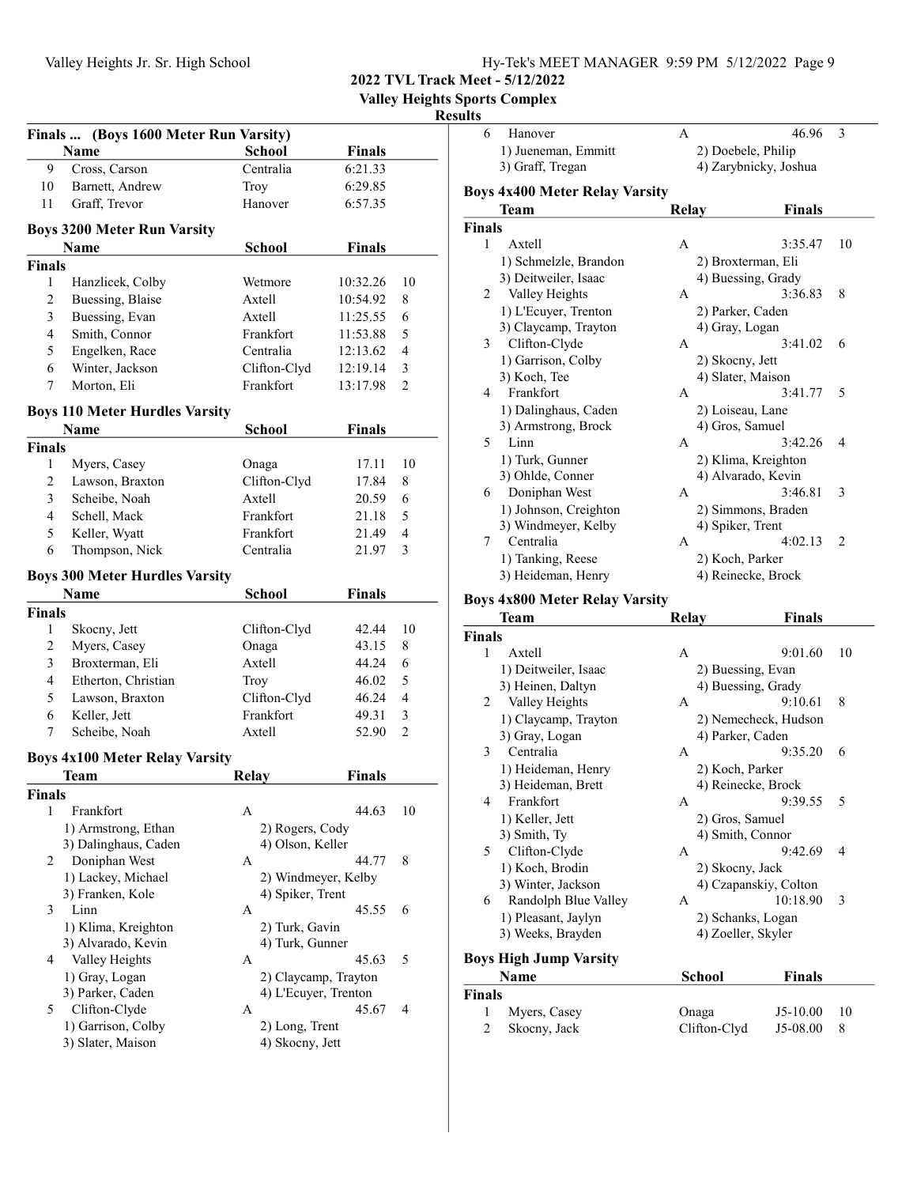**2022 TVL Track Meet - 5/12/2022**
**Valley Heights Sports Complex**
**Results**

### Finals ... (Boys 1600 Meter Run Varsity)

| | Name | School | Finals | |
|---|---|---|---|---|
| 9 | Cross, Carson | Centralia | 6:21.33 | |
| 10 | Barnett, Andrew | Troy | 6:29.85 | |
| 11 | Graff, Trevor | Hanover | 6:57.35 | |

### Boys 3200 Meter Run Varsity

| | Name | School | Finals | |
|---|---|---|---|---|
| **Finals** | | | | |
| 1 | Hanzlicek, Colby | Wetmore | 10:32.26 | 10 |
| 2 | Buessing, Blaise | Axtell | 10:54.92 | 8 |
| 3 | Buessing, Evan | Axtell | 11:25.55 | 6 |
| 4 | Smith, Connor | Frankfort | 11:53.88 | 5 |
| 5 | Engelken, Race | Centralia | 12:13.62 | 4 |
| 6 | Winter, Jackson | Clifton-Clyd | 12:19.14 | 3 |
| 7 | Morton, Eli | Frankfort | 13:17.98 | 2 |

### Boys 110 Meter Hurdles Varsity

| | Name | School | Finals | |
|---|---|---|---|---|
| **Finals** | | | | |
| 1 | Myers, Casey | Onaga | 17.11 | 10 |
| 2 | Lawson, Braxton | Clifton-Clyd | 17.84 | 8 |
| 3 | Scheibe, Noah | Axtell | 20.59 | 6 |
| 4 | Schell, Mack | Frankfort | 21.18 | 5 |
| 5 | Keller, Wyatt | Frankfort | 21.49 | 4 |
| 6 | Thompson, Nick | Centralia | 21.97 | 3 |

### Boys 300 Meter Hurdles Varsity

| | Name | School | Finals | |
|---|---|---|---|---|
| **Finals** | | | | |
| 1 | Skocny, Jett | Clifton-Clyd | 42.44 | 10 |
| 2 | Myers, Casey | Onaga | 43.15 | 8 |
| 3 | Broxterman, Eli | Axtell | 44.24 | 6 |
| 4 | Etherton, Christian | Troy | 46.02 | 5 |
| 5 | Lawson, Braxton | Clifton-Clyd | 46.24 | 4 |
| 6 | Keller, Jett | Frankfort | 49.31 | 3 |
| 7 | Scheibe, Noah | Axtell | 52.90 | 2 |

### Boys 4x100 Meter Relay Varsity

| | Team | Relay | Finals | |
|---|---|---|---|---|
| **Finals** | | | | |
| 1 | Frankfort | A | 44.63 | 10 |
| | 1) Armstrong, Ethan | 2) Rogers, Cody | | |
| | 3) Dalinghaus, Caden | 4) Olson, Keller | | |
| 2 | Doniphan West | A | 44.77 | 8 |
| | 1) Lackey, Michael | 2) Windmeyer, Kelby | | |
| | 3) Franken, Kole | 4) Spiker, Trent | | |
| 3 | Linn | A | 45.55 | 6 |
| | 1) Klima, Kreighton | 2) Turk, Gavin | | |
| | 3) Alvarado, Kevin | 4) Turk, Gunner | | |
| 4 | Valley Heights | A | 45.63 | 5 |
| | 1) Gray, Logan | 2) Claycamp, Trayton | | |
| | 3) Parker, Caden | 4) L'Ecuyer, Trenton | | |
| 5 | Clifton-Clyde | A | 45.67 | 4 |
| | 1) Garrison, Colby | 2) Long, Trent | | |
| | 3) Slater, Maison | 4) Skocny, Jett | | |
| 6 | Hanover | A | 46.96 | 3 |
| | 1) Jueneman, Emmitt | 2) Doebele, Philip | | |
| | 3) Graff, Tregan | 4) Zarybnicky, Joshua | | |

### Boys 4x400 Meter Relay Varsity

| | Team | Relay | Finals | |
|---|---|---|---|---|
| **Finals** | | | | |
| 1 | Axtell | A | 3:35.47 | 10 |
| | 1) Schmelzle, Brandon | 2) Broxterman, Eli | | |
| | 3) Deitweiler, Isaac | 4) Buessing, Grady | | |
| 2 | Valley Heights | A | 3:36.83 | 8 |
| | 1) L'Ecuyer, Trenton | 2) Parker, Caden | | |
| | 3) Claycamp, Trayton | 4) Gray, Logan | | |
| 3 | Clifton-Clyde | A | 3:41.02 | 6 |
| | 1) Garrison, Colby | 2) Skocny, Jett | | |
| | 3) Koch, Tee | 4) Slater, Maison | | |
| 4 | Frankfort | A | 3:41.77 | 5 |
| | 1) Dalinghaus, Caden | 2) Loiseau, Lane | | |
| | 3) Armstrong, Brock | 4) Gros, Samuel | | |
| 5 | Linn | A | 3:42.26 | 4 |
| | 1) Turk, Gunner | 2) Klima, Kreighton | | |
| | 3) Ohlde, Conner | 4) Alvarado, Kevin | | |
| 6 | Doniphan West | A | 3:46.81 | 3 |
| | 1) Johnson, Creighton | 2) Simmons, Braden | | |
| | 3) Windmeyer, Kelby | 4) Spiker, Trent | | |
| 7 | Centralia | A | 4:02.13 | 2 |
| | 1) Tanking, Reese | 2) Koch, Parker | | |
| | 3) Heideman, Henry | 4) Reinecke, Brock | | |

### Boys 4x800 Meter Relay Varsity

| | Team | Relay | Finals | |
|---|---|---|---|---|
| **Finals** | | | | |
| 1 | Axtell | A | 9:01.60 | 10 |
| | 1) Deitweiler, Isaac | 2) Buessing, Evan | | |
| | 3) Heinen, Daltyn | 4) Buessing, Grady | | |
| 2 | Valley Heights | A | 9:10.61 | 8 |
| | 1) Claycamp, Trayton | 2) Nemecheck, Hudson | | |
| | 3) Gray, Logan | 4) Parker, Caden | | |
| 3 | Centralia | A | 9:35.20 | 6 |
| | 1) Heideman, Henry | 2) Koch, Parker | | |
| | 3) Heideman, Brett | 4) Reinecke, Brock | | |
| 4 | Frankfort | A | 9:39.55 | 5 |
| | 1) Keller, Jett | 2) Gros, Samuel | | |
| | 3) Smith, Ty | 4) Smith, Connor | | |
| 5 | Clifton-Clyde | A | 9:42.69 | 4 |
| | 1) Koch, Brodin | 2) Skocny, Jack | | |
| | 3) Winter, Jackson | 4) Czapanskiy, Colton | | |
| 6 | Randolph Blue Valley | A | 10:18.90 | 3 |
| | 1) Pleasant, Jaylyn | 2) Schanks, Logan | | |
| | 3) Weeks, Brayden | 4) Zoeller, Skyler | | |

### Boys High Jump Varsity

| | Name | School | Finals | |
|---|---|---|---|---|
| **Finals** | | | | |
| 1 | Myers, Casey | Onaga | J5-10.00 | 10 |
| 2 | Skocny, Jack | Clifton-Clyd | J5-08.00 | 8 |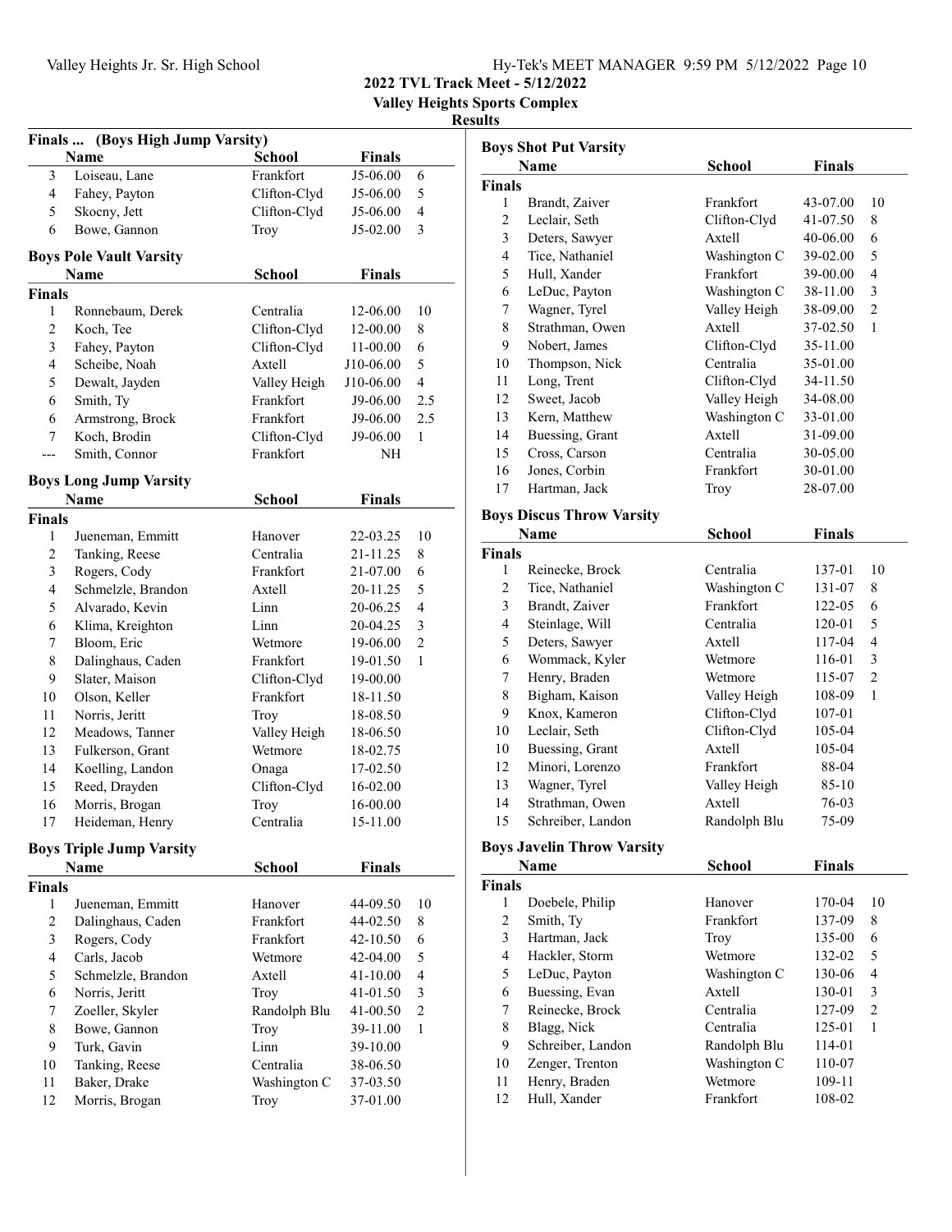## 2022 TVL Track Meet - 5/12/2022

### Valley Heights Sports Complex

### Results

### Finals ... (Boys High Jump Varsity)

| | Name | School | Finals | |
|---|---|---|---|---|
| 3 | Loiseau, Lane | Frankfort | J5-06.00 | 6 |
| 4 | Fahey, Payton | Clifton-Clyd | J5-06.00 | 5 |
| 5 | Skocny, Jett | Clifton-Clyd | J5-06.00 | 4 |
| 6 | Bowe, Gannon | Troy | J5-02.00 | 3 |

### Boys Pole Vault Varsity

| | Name | School | Finals | |
|---|---|---|---|---|
| **Finals** | | | | |
| 1 | Ronnebaum, Derek | Centralia | 12-06.00 | 10 |
| 2 | Koch, Tee | Clifton-Clyd | 12-00.00 | 8 |
| 3 | Fahey, Payton | Clifton-Clyd | 11-00.00 | 6 |
| 4 | Scheibe, Noah | Axtell | J10-06.00 | 5 |
| 5 | Dewalt, Jayden | Valley Heigh | J10-06.00 | 4 |
| 6 | Smith, Ty | Frankfort | J9-06.00 | 2.5 |
| 6 | Armstrong, Brock | Frankfort | J9-06.00 | 2.5 |
| 7 | Koch, Brodin | Clifton-Clyd | J9-06.00 | 1 |
| --- | Smith, Connor | Frankfort | NH | |

### Boys Long Jump Varsity

| | Name | School | Finals | |
|---|---|---|---|---|
| **Finals** | | | | |
| 1 | Jueneman, Emmitt | Hanover | 22-03.25 | 10 |
| 2 | Tanking, Reese | Centralia | 21-11.25 | 8 |
| 3 | Rogers, Cody | Frankfort | 21-07.00 | 6 |
| 4 | Schmelzle, Brandon | Axtell | 20-11.25 | 5 |
| 5 | Alvarado, Kevin | Linn | 20-06.25 | 4 |
| 6 | Klima, Kreighton | Linn | 20-04.25 | 3 |
| 7 | Bloom, Eric | Wetmore | 19-06.00 | 2 |
| 8 | Dalinghaus, Caden | Frankfort | 19-01.50 | 1 |
| 9 | Slater, Maison | Clifton-Clyd | 19-00.00 | |
| 10 | Olson, Keller | Frankfort | 18-11.50 | |
| 11 | Norris, Jeritt | Troy | 18-08.50 | |
| 12 | Meadows, Tanner | Valley Heigh | 18-06.50 | |
| 13 | Fulkerson, Grant | Wetmore | 18-02.75 | |
| 14 | Koelling, Landon | Onaga | 17-02.50 | |
| 15 | Reed, Drayden | Clifton-Clyd | 16-02.00 | |
| 16 | Morris, Brogan | Troy | 16-00.00 | |
| 17 | Heideman, Henry | Centralia | 15-11.00 | |

### Boys Triple Jump Varsity

| | Name | School | Finals | |
|---|---|---|---|---|
| **Finals** | | | | |
| 1 | Jueneman, Emmitt | Hanover | 44-09.50 | 10 |
| 2 | Dalinghaus, Caden | Frankfort | 44-02.50 | 8 |
| 3 | Rogers, Cody | Frankfort | 42-10.50 | 6 |
| 4 | Carls, Jacob | Wetmore | 42-04.00 | 5 |
| 5 | Schmelzle, Brandon | Axtell | 41-10.00 | 4 |
| 6 | Norris, Jeritt | Troy | 41-01.50 | 3 |
| 7 | Zoeller, Skyler | Randolph Blu | 41-00.50 | 2 |
| 8 | Bowe, Gannon | Troy | 39-11.00 | 1 |
| 9 | Turk, Gavin | Linn | 39-10.00 | |
| 10 | Tanking, Reese | Centralia | 38-06.50 | |
| 11 | Baker, Drake | Washington C | 37-03.50 | |
| 12 | Morris, Brogan | Troy | 37-01.00 | |

### Boys Shot Put Varsity

| | Name | School | Finals | |
|---|---|---|---|---|
| **Finals** | | | | |
| 1 | Brandt, Zaiver | Frankfort | 43-07.00 | 10 |
| 2 | Leclair, Seth | Clifton-Clyd | 41-07.50 | 8 |
| 3 | Deters, Sawyer | Axtell | 40-06.00 | 6 |
| 4 | Tice, Nathaniel | Washington C | 39-02.00 | 5 |
| 5 | Hull, Xander | Frankfort | 39-00.00 | 4 |
| 6 | LeDuc, Payton | Washington C | 38-11.00 | 3 |
| 7 | Wagner, Tyrel | Valley Heigh | 38-09.00 | 2 |
| 8 | Strathman, Owen | Axtell | 37-02.50 | 1 |
| 9 | Nobert, James | Clifton-Clyd | 35-11.00 | |
| 10 | Thompson, Nick | Centralia | 35-01.00 | |
| 11 | Long, Trent | Clifton-Clyd | 34-11.50 | |
| 12 | Sweet, Jacob | Valley Heigh | 34-08.00 | |
| 13 | Kern, Matthew | Washington C | 33-01.00 | |
| 14 | Buessing, Grant | Axtell | 31-09.00 | |
| 15 | Cross, Carson | Centralia | 30-05.00 | |
| 16 | Jones, Corbin | Frankfort | 30-01.00 | |
| 17 | Hartman, Jack | Troy | 28-07.00 | |

### Boys Discus Throw Varsity

| | Name | School | Finals | |
|---|---|---|---|---|
| **Finals** | | | | |
| 1 | Reinecke, Brock | Centralia | 137-01 | 10 |
| 2 | Tice, Nathaniel | Washington C | 131-07 | 8 |
| 3 | Brandt, Zaiver | Frankfort | 122-05 | 6 |
| 4 | Steinlage, Will | Centralia | 120-01 | 5 |
| 5 | Deters, Sawyer | Axtell | 117-04 | 4 |
| 6 | Wommack, Kyler | Wetmore | 116-01 | 3 |
| 7 | Henry, Braden | Wetmore | 115-07 | 2 |
| 8 | Bigham, Kaison | Valley Heigh | 108-09 | 1 |
| 9 | Knox, Kameron | Clifton-Clyd | 107-01 | |
| 10 | Leclair, Seth | Clifton-Clyd | 105-04 | |
| 10 | Buessing, Grant | Axtell | 105-04 | |
| 12 | Minori, Lorenzo | Frankfort | 88-04 | |
| 13 | Wagner, Tyrel | Valley Heigh | 85-10 | |
| 14 | Strathman, Owen | Axtell | 76-03 | |
| 15 | Schreiber, Landon | Randolph Blu | 75-09 | |

### Boys Javelin Throw Varsity

| | Name | School | Finals | |
|---|---|---|---|---|
| **Finals** | | | | |
| 1 | Doebele, Philip | Hanover | 170-04 | 10 |
| 2 | Smith, Ty | Frankfort | 137-09 | 8 |
| 3 | Hartman, Jack | Troy | 135-00 | 6 |
| 4 | Hackler, Storm | Wetmore | 132-02 | 5 |
| 5 | LeDuc, Payton | Washington C | 130-06 | 4 |
| 6 | Buessing, Evan | Axtell | 130-01 | 3 |
| 7 | Reinecke, Brock | Centralia | 127-09 | 2 |
| 8 | Blagg, Nick | Centralia | 125-01 | 1 |
| 9 | Schreiber, Landon | Randolph Blu | 114-01 | |
| 10 | Zenger, Trenton | Washington C | 110-07 | |
| 11 | Henry, Braden | Wetmore | 109-11 | |
| 12 | Hull, Xander | Frankfort | 108-02 | |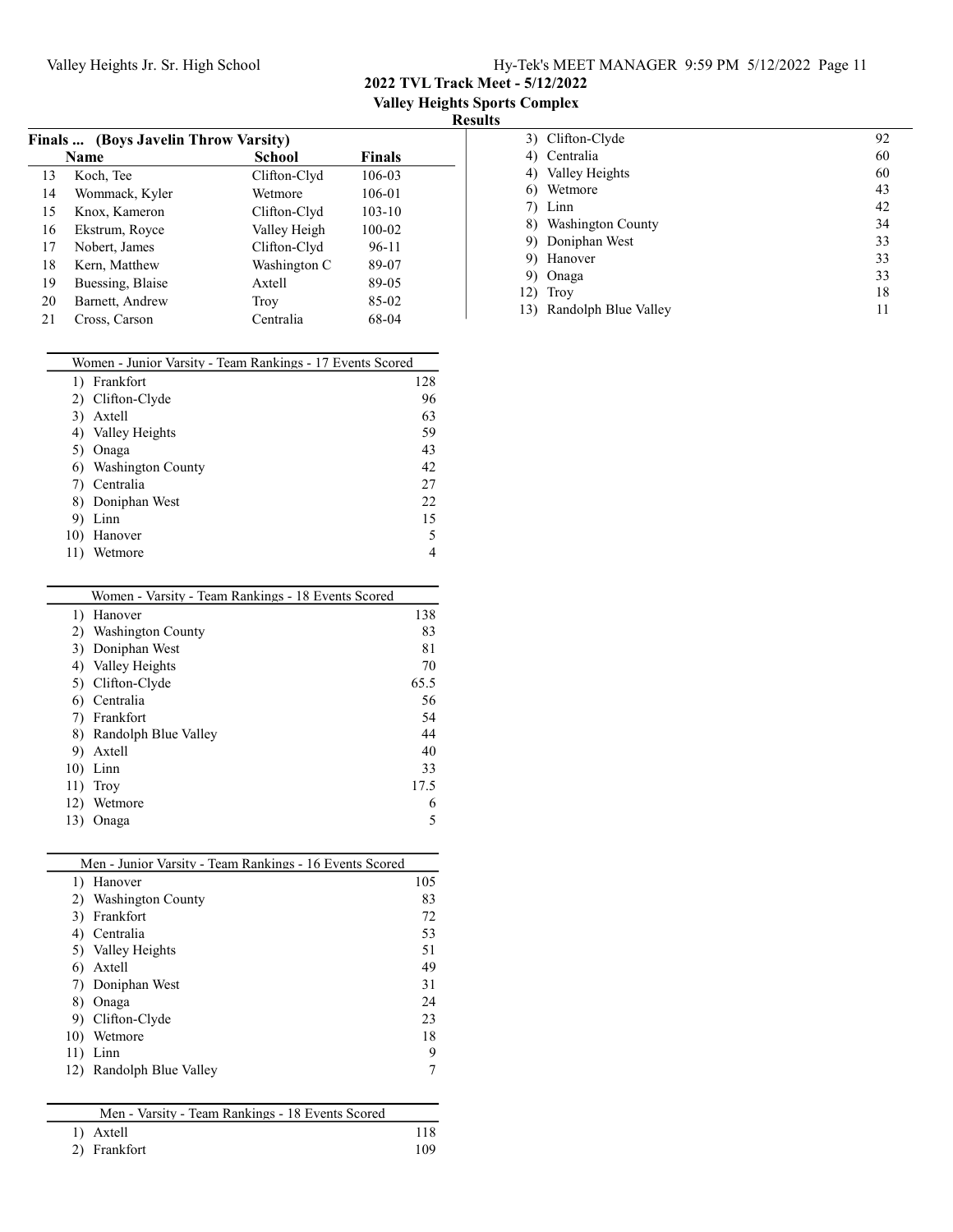## Finals ... (Boys Javelin Throw Varsity)

| | Name | School | Finals |
|---|---|---|---|
| 13 | Koch, Tee | Clifton-Clyd | 106-03 |
| 14 | Wommack, Kyler | Wetmore | 106-01 |
| 15 | Knox, Kameron | Clifton-Clyd | 103-10 |
| 16 | Ekstrum, Royce | Valley Heigh | 100-02 |
| 17 | Nobert, James | Clifton-Clyd | 96-11 |
| 18 | Kern, Matthew | Washington C | 89-07 |
| 19 | Buessing, Blaise | Axtell | 89-05 |
| 20 | Barnett, Andrew | Troy | 85-02 |
| 21 | Cross, Carson | Centralia | 68-04 |

### Women - Junior Varsity - Team Rankings - 17 Events Scored

| | | |
|---|---|---|
| 1) | Frankfort | 128 |
| 2) | Clifton-Clyde | 96 |
| 3) | Axtell | 63 |
| 4) | Valley Heights | 59 |
| 5) | Onaga | 43 |
| 6) | Washington County | 42 |
| 7) | Centralia | 27 |
| 8) | Doniphan West | 22 |
| 9) | Linn | 15 |
| 10) | Hanover | 5 |
| 11) | Wetmore | 4 |

### Women - Varsity - Team Rankings - 18 Events Scored

| | | |
|---|---|---|
| 1) | Hanover | 138 |
| 2) | Washington County | 83 |
| 3) | Doniphan West | 81 |
| 4) | Valley Heights | 70 |
| 5) | Clifton-Clyde | 65.5 |
| 6) | Centralia | 56 |
| 7) | Frankfort | 54 |
| 8) | Randolph Blue Valley | 44 |
| 9) | Axtell | 40 |
| 10) | Linn | 33 |
| 11) | Troy | 17.5 |
| 12) | Wetmore | 6 |
| 13) | Onaga | 5 |

### Men - Junior Varsity - Team Rankings - 16 Events Scored

| | | |
|---|---|---|
| 1) | Hanover | 105 |
| 2) | Washington County | 83 |
| 3) | Frankfort | 72 |
| 4) | Centralia | 53 |
| 5) | Valley Heights | 51 |
| 6) | Axtell | 49 |
| 7) | Doniphan West | 31 |
| 8) | Onaga | 24 |
| 9) | Clifton-Clyde | 23 |
| 10) | Wetmore | 18 |
| 11) | Linn | 9 |
| 12) | Randolph Blue Valley | 7 |

### Men - Varsity - Team Rankings - 18 Events Scored

| | | |
|---|---|---|
| 1) | Axtell | 118 |
| 2) | Frankfort | 109 |
| 3) | Clifton-Clyde | 92 |
| 4) | Centralia | 60 |
| 4) | Valley Heights | 60 |
| 6) | Wetmore | 43 |
| 7) | Linn | 42 |
| 8) | Washington County | 34 |
| 9) | Doniphan West | 33 |
| 9) | Hanover | 33 |
| 9) | Onaga | 33 |
| 12) | Troy | 18 |
| 13) | Randolph Blue Valley | 11 |